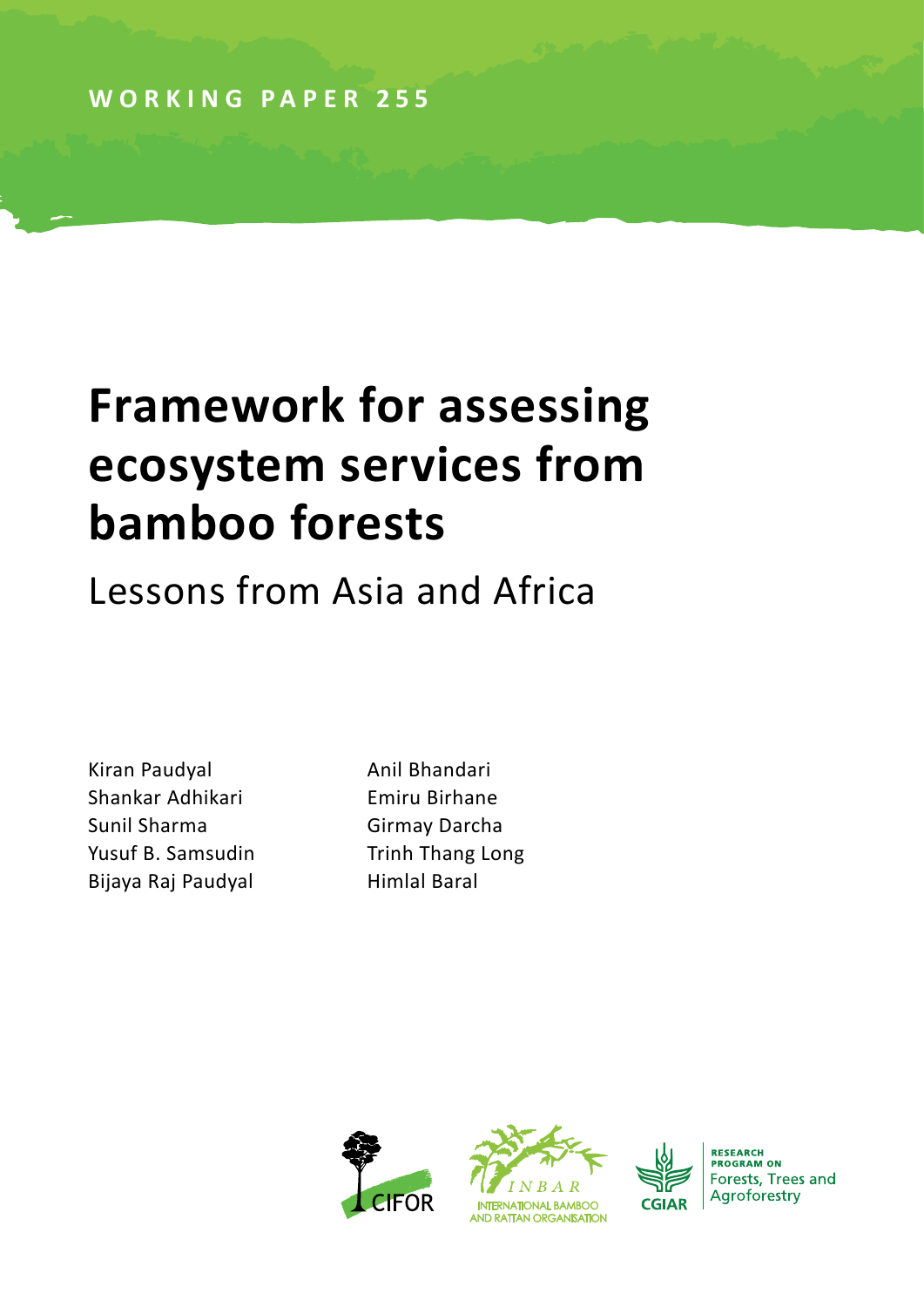WORKING PAPER 255

# Framework for assessing ecosystem services from bamboo forests

## Lessons from Asia and Africa

Kiran Paudyal
Shankar Adhikari
Sunil Sharma
Yusuf B. Samsudin
Bijaya Raj Paudyal
Anil Bhandari
Emiru Birhane
Girmay Darcha
Trinh Thang Long
Himlal Baral

CIFOR

INBAR
INTERNATIONAL BAMBOO AND RATTAN ORGANISATION

CGIAR

RESEARCH PROGRAM ON
Forests, Trees and Agroforestry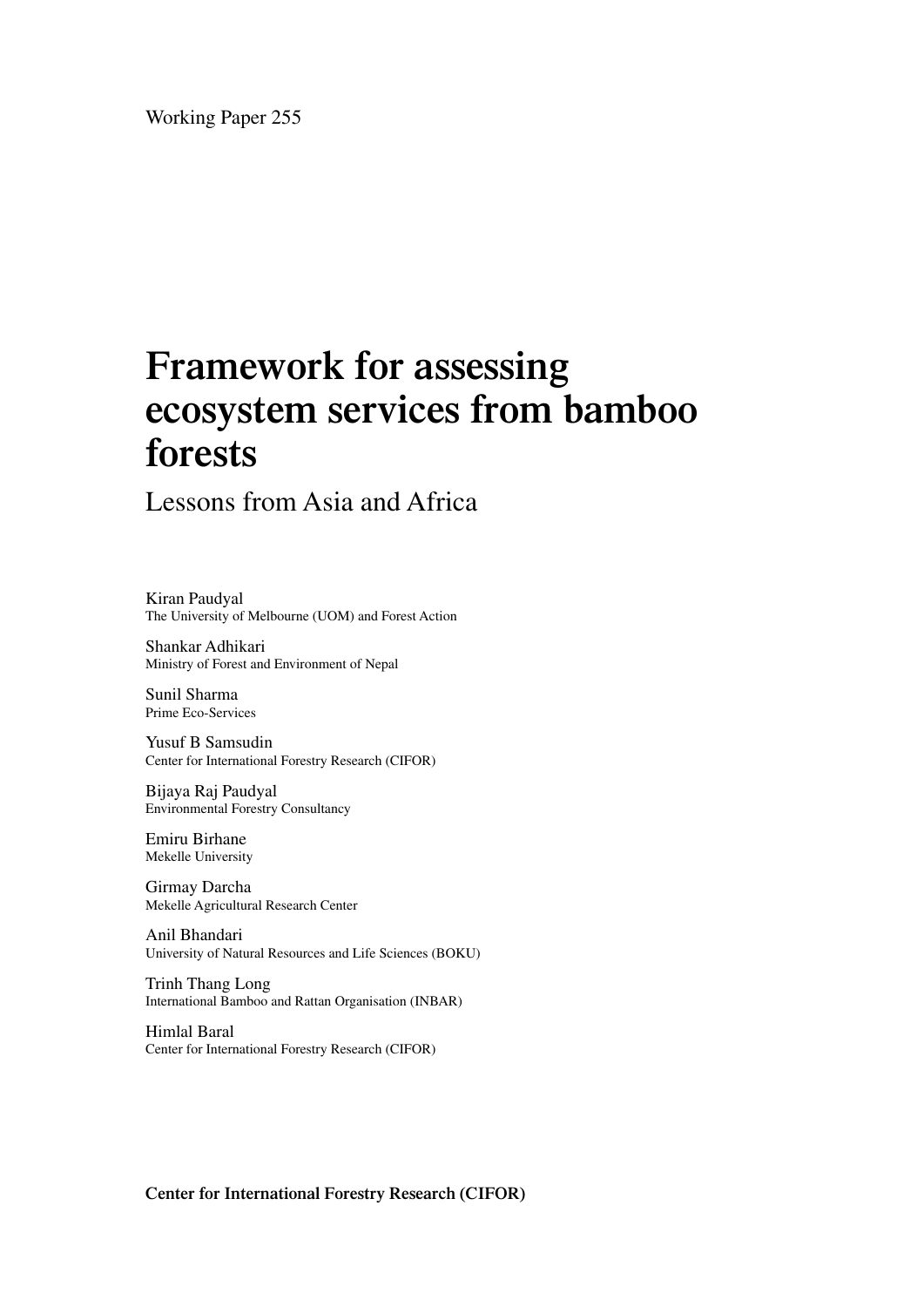Working Paper 255

# Framework for assessing ecosystem services from bamboo forests

## Lessons from Asia and Africa

Kiran Paudyal
The University of Melbourne (UOM) and Forest Action

Shankar Adhikari
Ministry of Forest and Environment of Nepal

Sunil Sharma
Prime Eco-Services

Yusuf B Samsudin
Center for International Forestry Research (CIFOR)

Bijaya Raj Paudyal
Environmental Forestry Consultancy

Emiru Birhane
Mekelle University

Girmay Darcha
Mekelle Agricultural Research Center

Anil Bhandari
University of Natural Resources and Life Sciences (BOKU)

Trinh Thang Long
International Bamboo and Rattan Organisation (INBAR)

Himlal Baral
Center for International Forestry Research (CIFOR)

**Center for International Forestry Research (CIFOR)**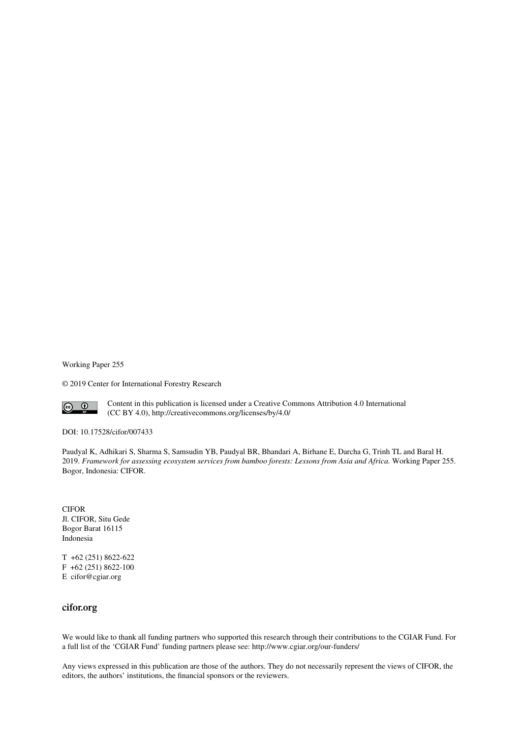Working Paper 255

© 2019 Center for International Forestry Research

Content in this publication is licensed under a Creative Commons Attribution 4.0 International (CC BY 4.0), http://creativecommons.org/licenses/by/4.0/

DOI: 10.17528/cifor/007433

Paudyal K, Adhikari S, Sharma S, Samsudin YB, Paudyal BR, Bhandari A, Birhane E, Darcha G, Trinh TL and Baral H. 2019. *Framework for assessing ecosystem services from bamboo forests: Lessons from Asia and Africa.* Working Paper 255. Bogor, Indonesia: CIFOR.

CIFOR
Jl. CIFOR, Situ Gede
Bogor Barat 16115
Indonesia

T +62 (251) 8622-622
F +62 (251) 8622-100
E cifor@cgiar.org

**cifor.org**

We would like to thank all funding partners who supported this research through their contributions to the CGIAR Fund. For a full list of the 'CGIAR Fund' funding partners please see: http://www.cgiar.org/our-funders/

Any views expressed in this publication are those of the authors. They do not necessarily represent the views of CIFOR, the editors, the authors' institutions, the financial sponsors or the reviewers.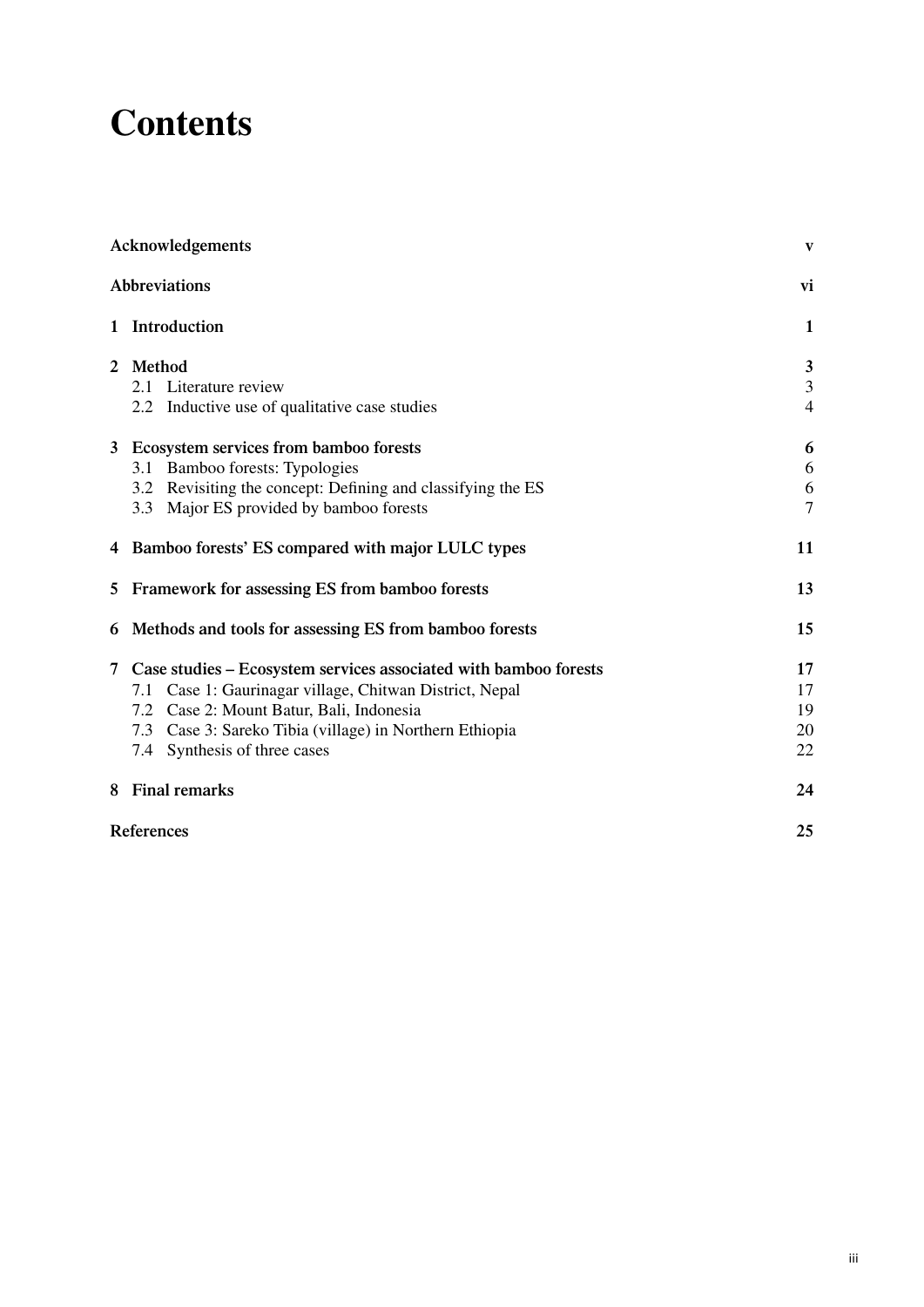# Contents

| | |
|---|---|
| **Acknowledgements** | **v** |
| **Abbreviations** | **vi** |
| **1 Introduction** | **1** |
| **2 Method** | **3** |
| 2.1 Literature review | 3 |
| 2.2 Inductive use of qualitative case studies | 4 |
| **3 Ecosystem services from bamboo forests** | **6** |
| 3.1 Bamboo forests: Typologies | 6 |
| 3.2 Revisiting the concept: Defining and classifying the ES | 6 |
| 3.3 Major ES provided by bamboo forests | 7 |
| **4 Bamboo forests' ES compared with major LULC types** | **11** |
| **5 Framework for assessing ES from bamboo forests** | **13** |
| **6 Methods and tools for assessing ES from bamboo forests** | **15** |
| **7 Case studies – Ecosystem services associated with bamboo forests** | **17** |
| 7.1 Case 1: Gaurinagar village, Chitwan District, Nepal | 17 |
| 7.2 Case 2: Mount Batur, Bali, Indonesia | 19 |
| 7.3 Case 3: Sareko Tibia (village) in Northern Ethiopia | 20 |
| 7.4 Synthesis of three cases | 22 |
| **8 Final remarks** | **24** |
| **References** | **25** |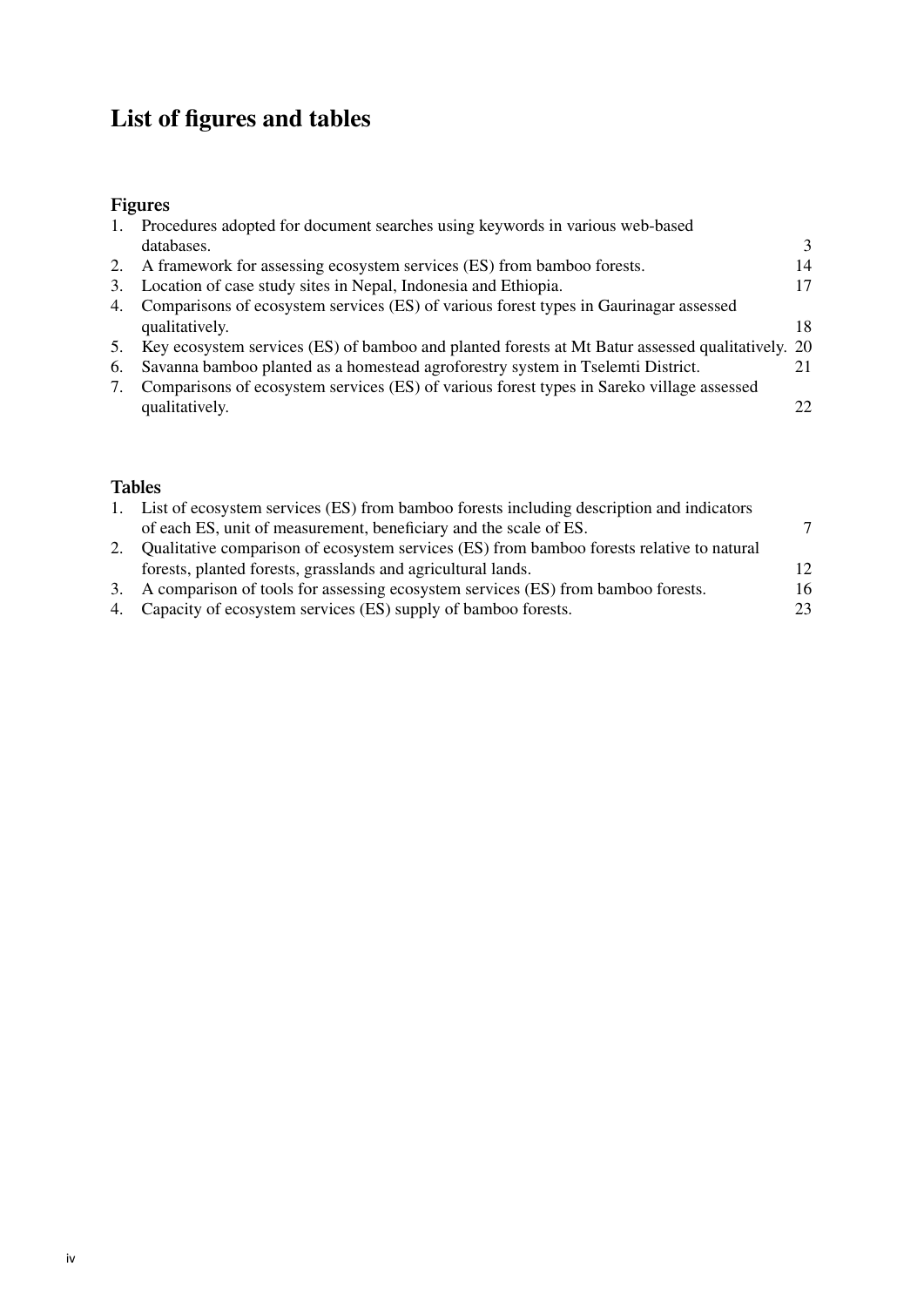# List of figures and tables

## Figures

1. Procedures adopted for document searches using keywords in various web-based databases. 3
2. A framework for assessing ecosystem services (ES) from bamboo forests. 14
3. Location of case study sites in Nepal, Indonesia and Ethiopia. 17
4. Comparisons of ecosystem services (ES) of various forest types in Gaurinagar assessed qualitatively. 18
5. Key ecosystem services (ES) of bamboo and planted forests at Mt Batur assessed qualitatively. 20
6. Savanna bamboo planted as a homestead agroforestry system in Tselemti District. 21
7. Comparisons of ecosystem services (ES) of various forest types in Sareko village assessed qualitatively. 22

## Tables

1. List of ecosystem services (ES) from bamboo forests including description and indicators of each ES, unit of measurement, beneficiary and the scale of ES. 7
2. Qualitative comparison of ecosystem services (ES) from bamboo forests relative to natural forests, planted forests, grasslands and agricultural lands. 12
3. A comparison of tools for assessing ecosystem services (ES) from bamboo forests. 16
4. Capacity of ecosystem services (ES) supply of bamboo forests. 23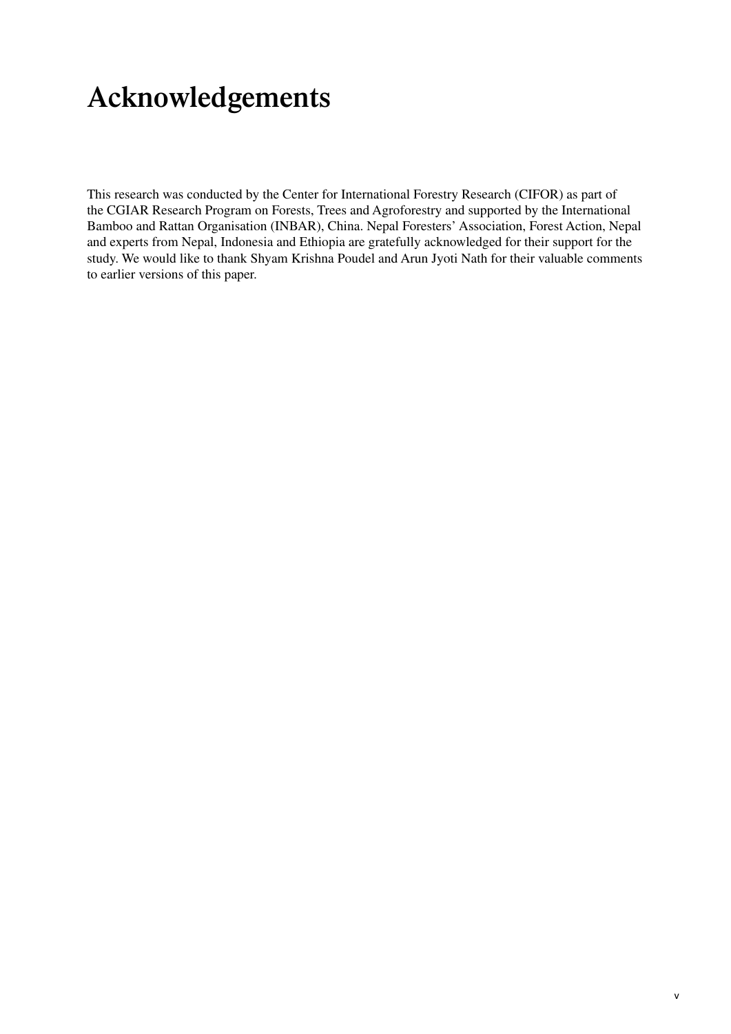# Acknowledgements

This research was conducted by the Center for International Forestry Research (CIFOR) as part of the CGIAR Research Program on Forests, Trees and Agroforestry and supported by the International Bamboo and Rattan Organisation (INBAR), China. Nepal Foresters' Association, Forest Action, Nepal and experts from Nepal, Indonesia and Ethiopia are gratefully acknowledged for their support for the study. We would like to thank Shyam Krishna Poudel and Arun Jyoti Nath for their valuable comments to earlier versions of this paper.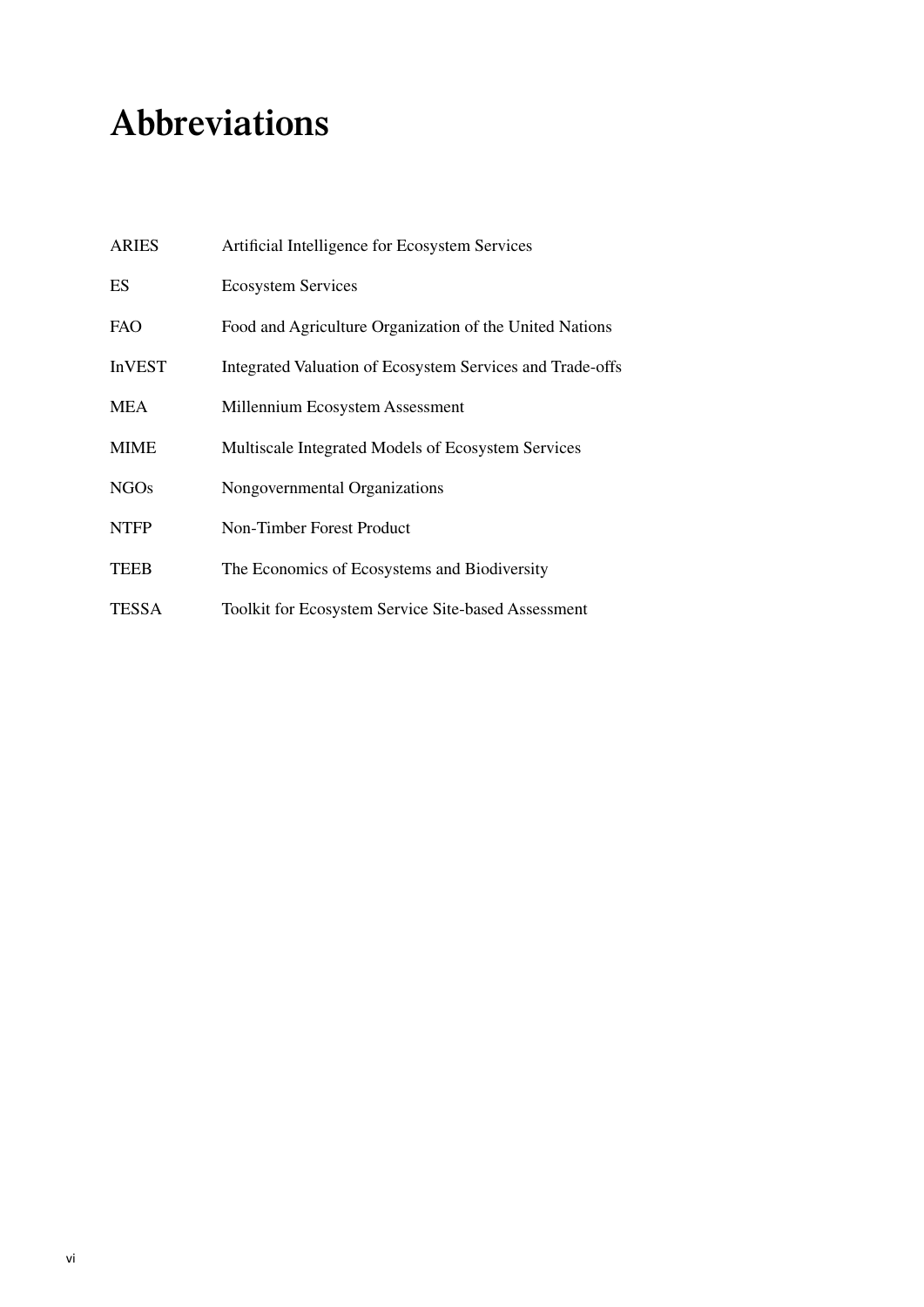# Abbreviations

| | |
|---|---|
| ARIES | Artificial Intelligence for Ecosystem Services |
| ES | Ecosystem Services |
| FAO | Food and Agriculture Organization of the United Nations |
| InVEST | Integrated Valuation of Ecosystem Services and Trade-offs |
| MEA | Millennium Ecosystem Assessment |
| MIME | Multiscale Integrated Models of Ecosystem Services |
| NGOs | Nongovernmental Organizations |
| NTFP | Non-Timber Forest Product |
| TEEB | The Economics of Ecosystems and Biodiversity |
| TESSA | Toolkit for Ecosystem Service Site-based Assessment |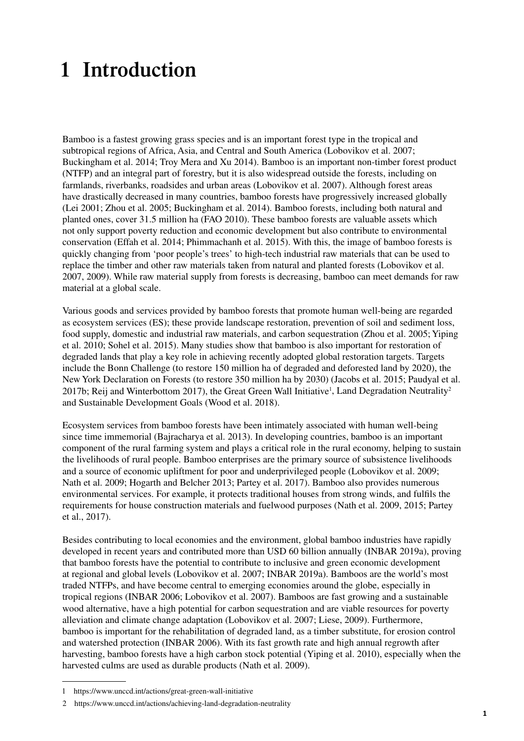# 1 Introduction

Bamboo is a fastest growing grass species and is an important forest type in the tropical and subtropical regions of Africa, Asia, and Central and South America (Lobovikov et al. 2007; Buckingham et al. 2014; Troy Mera and Xu 2014). Bamboo is an important non-timber forest product (NTFP) and an integral part of forestry, but it is also widespread outside the forests, including on farmlands, riverbanks, roadsides and urban areas (Lobovikov et al. 2007). Although forest areas have drastically decreased in many countries, bamboo forests have progressively increased globally (Lei 2001; Zhou et al. 2005; Buckingham et al. 2014). Bamboo forests, including both natural and planted ones, cover 31.5 million ha (FAO 2010). These bamboo forests are valuable assets which not only support poverty reduction and economic development but also contribute to environmental conservation (Effah et al. 2014; Phimmachanh et al. 2015). With this, the image of bamboo forests is quickly changing from 'poor people's trees' to high-tech industrial raw materials that can be used to replace the timber and other raw materials taken from natural and planted forests (Lobovikov et al. 2007, 2009). While raw material supply from forests is decreasing, bamboo can meet demands for raw material at a global scale.

Various goods and services provided by bamboo forests that promote human well-being are regarded as ecosystem services (ES); these provide landscape restoration, prevention of soil and sediment loss, food supply, domestic and industrial raw materials, and carbon sequestration (Zhou et al. 2005; Yiping et al. 2010; Sohel et al. 2015). Many studies show that bamboo is also important for restoration of degraded lands that play a key role in achieving recently adopted global restoration targets. Targets include the Bonn Challenge (to restore 150 million ha of degraded and deforested land by 2020), the New York Declaration on Forests (to restore 350 million ha by 2030) (Jacobs et al. 2015; Paudyal et al. 2017b; Reij and Winterbottom 2017), the Great Green Wall Initiative[1], Land Degradation Neutrality[2] and Sustainable Development Goals (Wood et al. 2018).

Ecosystem services from bamboo forests have been intimately associated with human well-being since time immemorial (Bajracharya et al. 2013). In developing countries, bamboo is an important component of the rural farming system and plays a critical role in the rural economy, helping to sustain the livelihoods of rural people. Bamboo enterprises are the primary source of subsistence livelihoods and a source of economic upliftment for poor and underprivileged people (Lobovikov et al. 2009; Nath et al. 2009; Hogarth and Belcher 2013; Partey et al. 2017). Bamboo also provides numerous environmental services. For example, it protects traditional houses from strong winds, and fulfils the requirements for house construction materials and fuelwood purposes (Nath et al. 2009, 2015; Partey et al., 2017).

Besides contributing to local economies and the environment, global bamboo industries have rapidly developed in recent years and contributed more than USD 60 billion annually (INBAR 2019a), proving that bamboo forests have the potential to contribute to inclusive and green economic development at regional and global levels (Lobovikov et al. 2007; INBAR 2019a). Bamboos are the world's most traded NTFPs, and have become central to emerging economies around the globe, especially in tropical regions (INBAR 2006; Lobovikov et al. 2007). Bamboos are fast growing and a sustainable wood alternative, have a high potential for carbon sequestration and are viable resources for poverty alleviation and climate change adaptation (Lobovikov et al. 2007; Liese, 2009). Furthermore, bamboo is important for the rehabilitation of degraded land, as a timber substitute, for erosion control and watershed protection (INBAR 2006). With its fast growth rate and high annual regrowth after harvesting, bamboo forests have a high carbon stock potential (Yiping et al. 2010), especially when the harvested culms are used as durable products (Nath et al. 2009).

---

1 https://www.unccd.int/actions/great-green-wall-initiative

2 https://www.unccd.int/actions/achieving-land-degradation-neutrality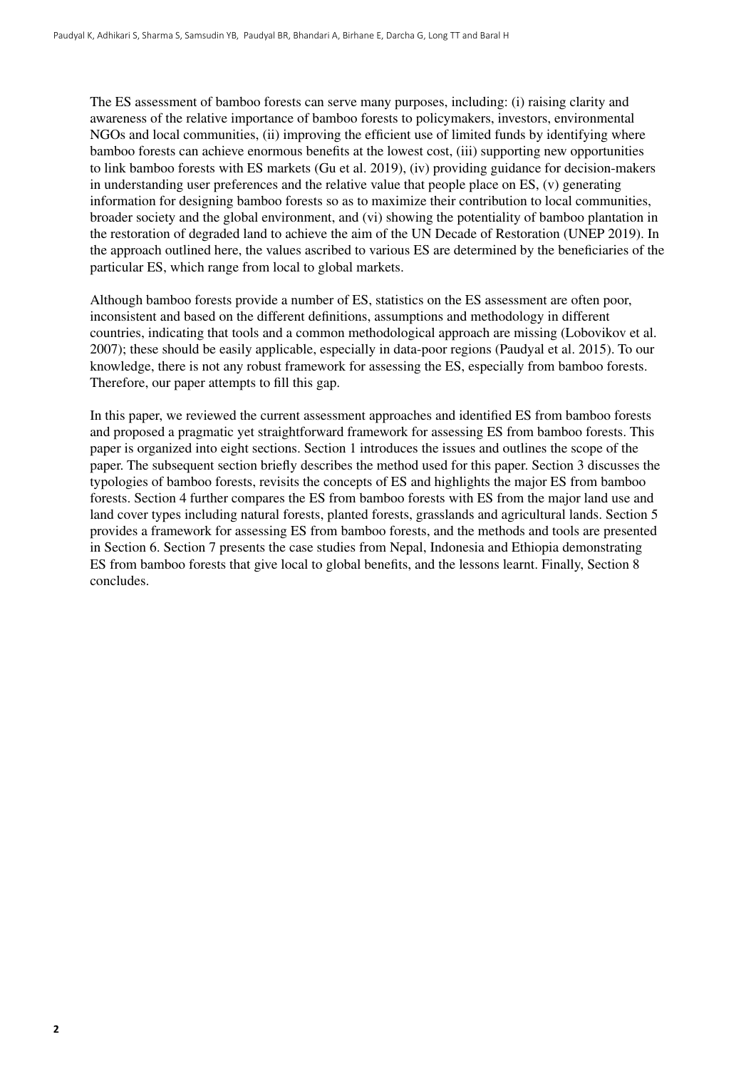The ES assessment of bamboo forests can serve many purposes, including: (i) raising clarity and awareness of the relative importance of bamboo forests to policymakers, investors, environmental NGOs and local communities, (ii) improving the efficient use of limited funds by identifying where bamboo forests can achieve enormous benefits at the lowest cost, (iii) supporting new opportunities to link bamboo forests with ES markets (Gu et al. 2019), (iv) providing guidance for decision-makers in understanding user preferences and the relative value that people place on ES, (v) generating information for designing bamboo forests so as to maximize their contribution to local communities, broader society and the global environment, and (vi) showing the potentiality of bamboo plantation in the restoration of degraded land to achieve the aim of the UN Decade of Restoration (UNEP 2019). In the approach outlined here, the values ascribed to various ES are determined by the beneficiaries of the particular ES, which range from local to global markets.

Although bamboo forests provide a number of ES, statistics on the ES assessment are often poor, inconsistent and based on the different definitions, assumptions and methodology in different countries, indicating that tools and a common methodological approach are missing (Lobovikov et al. 2007); these should be easily applicable, especially in data-poor regions (Paudyal et al. 2015). To our knowledge, there is not any robust framework for assessing the ES, especially from bamboo forests. Therefore, our paper attempts to fill this gap.

In this paper, we reviewed the current assessment approaches and identified ES from bamboo forests and proposed a pragmatic yet straightforward framework for assessing ES from bamboo forests. This paper is organized into eight sections. Section 1 introduces the issues and outlines the scope of the paper. The subsequent section briefly describes the method used for this paper. Section 3 discusses the typologies of bamboo forests, revisits the concepts of ES and highlights the major ES from bamboo forests. Section 4 further compares the ES from bamboo forests with ES from the major land use and land cover types including natural forests, planted forests, grasslands and agricultural lands. Section 5 provides a framework for assessing ES from bamboo forests, and the methods and tools are presented in Section 6. Section 7 presents the case studies from Nepal, Indonesia and Ethiopia demonstrating ES from bamboo forests that give local to global benefits, and the lessons learnt. Finally, Section 8 concludes.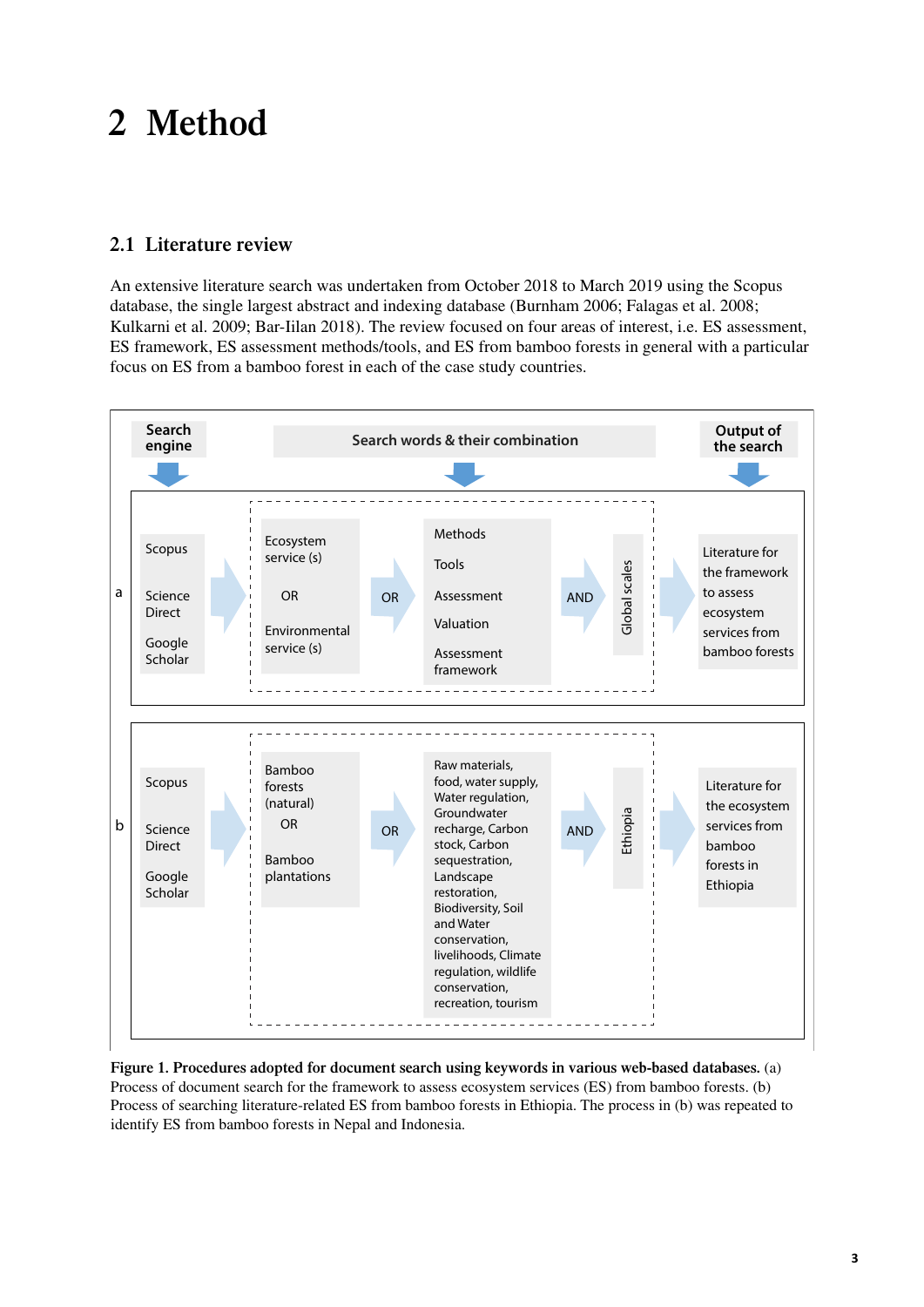# 2 Method

## 2.1 Literature review

An extensive literature search was undertaken from October 2018 to March 2019 using the Scopus database, the single largest abstract and indexing database (Burnham 2006; Falagas et al. 2008; Kulkarni et al. 2009; Bar-Ilan 2018). The review focused on four areas of interest, i.e. ES assessment, ES framework, ES assessment methods/tools, and ES from bamboo forests in general with a particular focus on ES from a bamboo forest in each of the case study countries.

| | Search engine | Search words & their combination | | | | | Output of the search |
|---|---|---|---|---|---|---|---|
| a | Scopus; Science Direct; Google Scholar | Ecosystem service (s) OR Environmental service (s) | OR | Methods; Tools; Assessment; Valuation; Assessment framework | AND | Global scales | Literature for the framework to assess ecosystem services from bamboo forests |
| b | Scopus; Science Direct; Google Scholar | Bamboo forests (natural) OR Bamboo plantations | OR | Raw materials, food, water supply, Water regulation, Groundwater recharge, Carbon stock, Carbon sequestration, Landscape restoration, Biodiversity, Soil and Water conservation, livelihoods, Climate regulation, wildlife conservation, recreation, tourism | AND | Ethiopia | Literature for the ecosystem services from bamboo forests in Ethiopia |

**Figure 1. Procedures adopted for document search using keywords in various web-based databases.** (a) Process of document search for the framework to assess ecosystem services (ES) from bamboo forests. (b) Process of searching literature-related ES from bamboo forests in Ethiopia. The process in (b) was repeated to identify ES from bamboo forests in Nepal and Indonesia.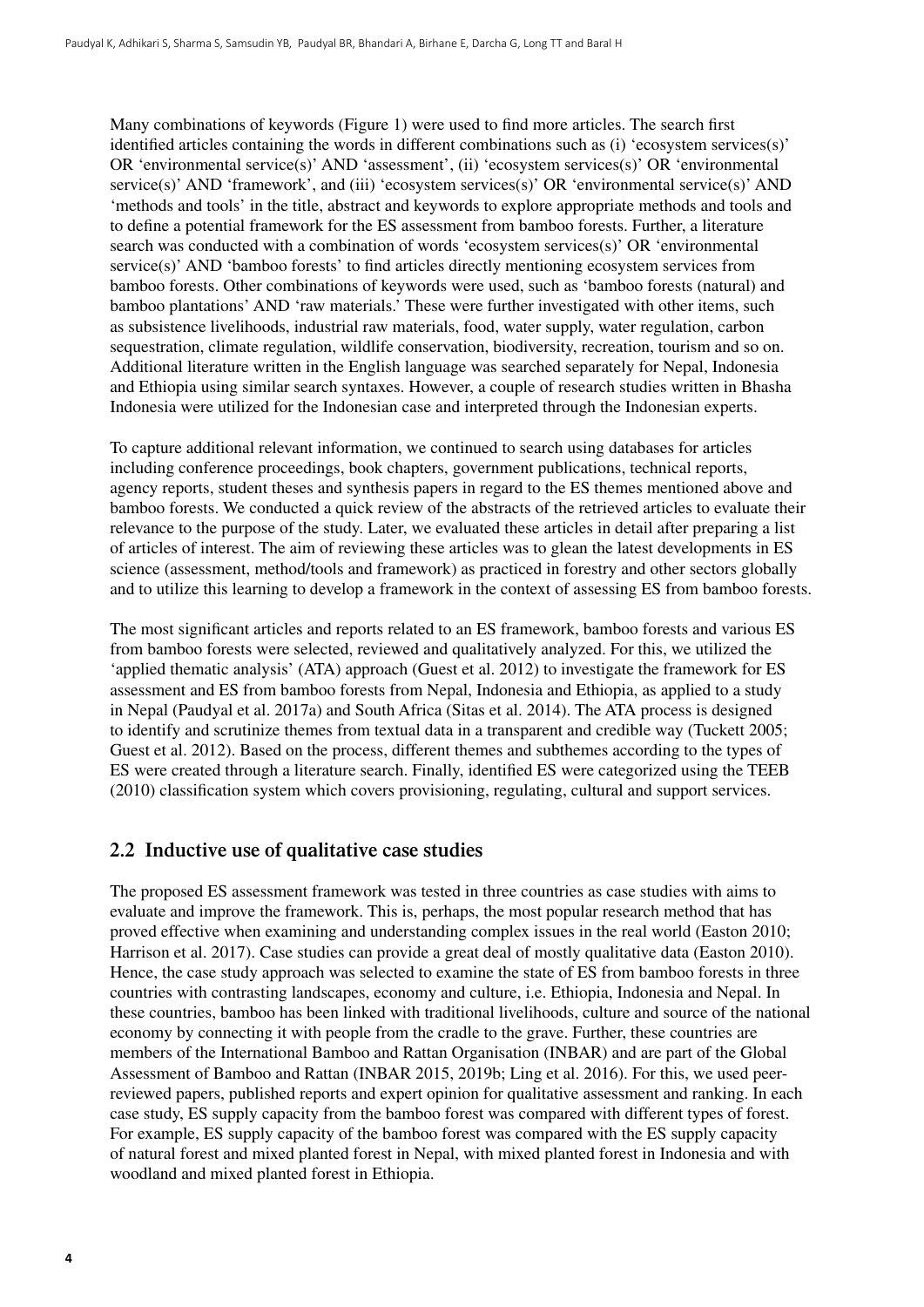Many combinations of keywords (Figure 1) were used to find more articles. The search first identified articles containing the words in different combinations such as (i) 'ecosystem services(s)' OR 'environmental service(s)' AND 'assessment', (ii) 'ecosystem services(s)' OR 'environmental service(s)' AND 'framework', and (iii) 'ecosystem services(s)' OR 'environmental service(s)' AND 'methods and tools' in the title, abstract and keywords to explore appropriate methods and tools and to define a potential framework for the ES assessment from bamboo forests. Further, a literature search was conducted with a combination of words 'ecosystem services(s)' OR 'environmental service(s)' AND 'bamboo forests' to find articles directly mentioning ecosystem services from bamboo forests. Other combinations of keywords were used, such as 'bamboo forests (natural) and bamboo plantations' AND 'raw materials.' These were further investigated with other items, such as subsistence livelihoods, industrial raw materials, food, water supply, water regulation, carbon sequestration, climate regulation, wildlife conservation, biodiversity, recreation, tourism and so on. Additional literature written in the English language was searched separately for Nepal, Indonesia and Ethiopia using similar search syntaxes. However, a couple of research studies written in Bhasha Indonesia were utilized for the Indonesian case and interpreted through the Indonesian experts.

To capture additional relevant information, we continued to search using databases for articles including conference proceedings, book chapters, government publications, technical reports, agency reports, student theses and synthesis papers in regard to the ES themes mentioned above and bamboo forests. We conducted a quick review of the abstracts of the retrieved articles to evaluate their relevance to the purpose of the study. Later, we evaluated these articles in detail after preparing a list of articles of interest. The aim of reviewing these articles was to glean the latest developments in ES science (assessment, method/tools and framework) as practiced in forestry and other sectors globally and to utilize this learning to develop a framework in the context of assessing ES from bamboo forests.

The most significant articles and reports related to an ES framework, bamboo forests and various ES from bamboo forests were selected, reviewed and qualitatively analyzed. For this, we utilized the 'applied thematic analysis' (ATA) approach (Guest et al. 2012) to investigate the framework for ES assessment and ES from bamboo forests from Nepal, Indonesia and Ethiopia, as applied to a study in Nepal (Paudyal et al. 2017a) and South Africa (Sitas et al. 2014). The ATA process is designed to identify and scrutinize themes from textual data in a transparent and credible way (Tuckett 2005; Guest et al. 2012). Based on the process, different themes and subthemes according to the types of ES were created through a literature search. Finally, identified ES were categorized using the TEEB (2010) classification system which covers provisioning, regulating, cultural and support services.

## 2.2 Inductive use of qualitative case studies

The proposed ES assessment framework was tested in three countries as case studies with aims to evaluate and improve the framework. This is, perhaps, the most popular research method that has proved effective when examining and understanding complex issues in the real world (Easton 2010; Harrison et al. 2017). Case studies can provide a great deal of mostly qualitative data (Easton 2010). Hence, the case study approach was selected to examine the state of ES from bamboo forests in three countries with contrasting landscapes, economy and culture, i.e. Ethiopia, Indonesia and Nepal. In these countries, bamboo has been linked with traditional livelihoods, culture and source of the national economy by connecting it with people from the cradle to the grave. Further, these countries are members of the International Bamboo and Rattan Organisation (INBAR) and are part of the Global Assessment of Bamboo and Rattan (INBAR 2015, 2019b; Ling et al. 2016). For this, we used peer-reviewed papers, published reports and expert opinion for qualitative assessment and ranking. In each case study, ES supply capacity from the bamboo forest was compared with different types of forest. For example, ES supply capacity of the bamboo forest was compared with the ES supply capacity of natural forest and mixed planted forest in Nepal, with mixed planted forest in Indonesia and with woodland and mixed planted forest in Ethiopia.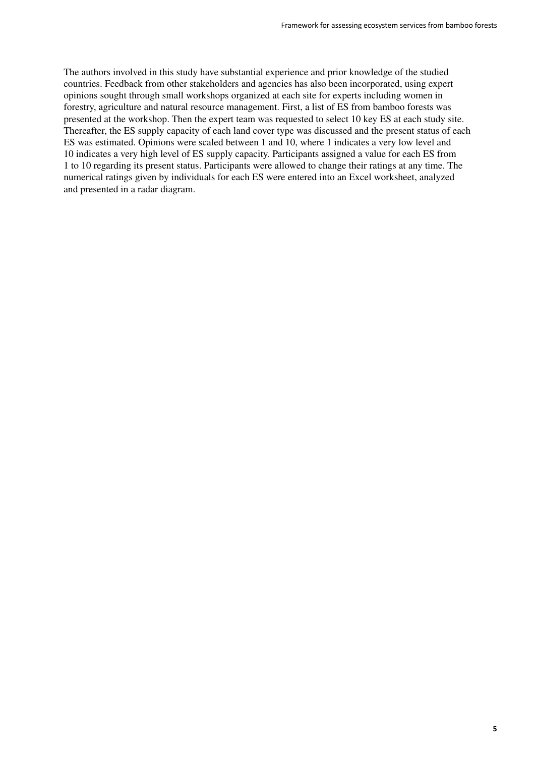The authors involved in this study have substantial experience and prior knowledge of the studied countries. Feedback from other stakeholders and agencies has also been incorporated, using expert opinions sought through small workshops organized at each site for experts including women in forestry, agriculture and natural resource management. First, a list of ES from bamboo forests was presented at the workshop. Then the expert team was requested to select 10 key ES at each study site. Thereafter, the ES supply capacity of each land cover type was discussed and the present status of each ES was estimated. Opinions were scaled between 1 and 10, where 1 indicates a very low level and 10 indicates a very high level of ES supply capacity. Participants assigned a value for each ES from 1 to 10 regarding its present status. Participants were allowed to change their ratings at any time. The numerical ratings given by individuals for each ES were entered into an Excel worksheet, analyzed and presented in a radar diagram.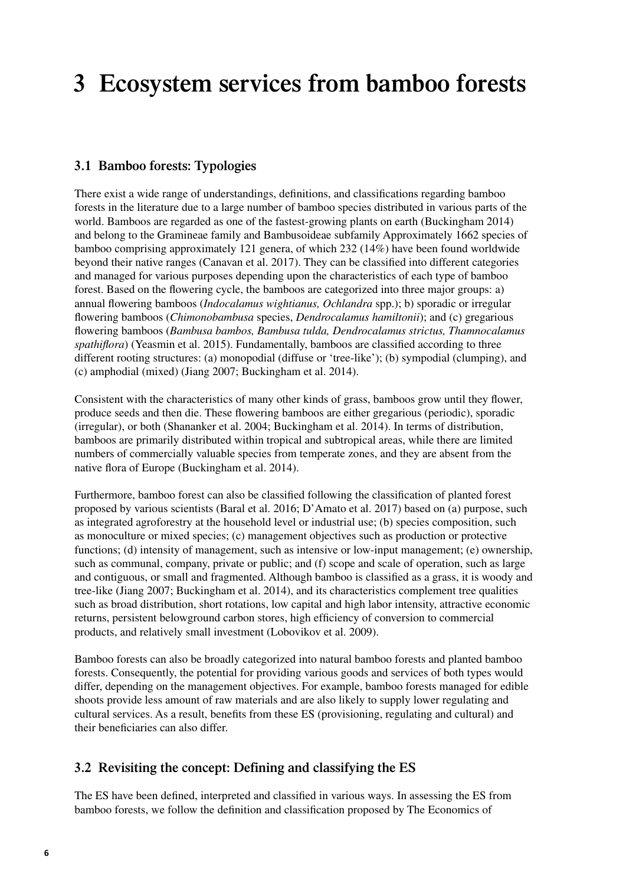# 3 Ecosystem services from bamboo forests

## 3.1 Bamboo forests: Typologies

There exist a wide range of understandings, definitions, and classifications regarding bamboo forests in the literature due to a large number of bamboo species distributed in various parts of the world. Bamboos are regarded as one of the fastest-growing plants on earth (Buckingham 2014) and belong to the Gramineae family and Bambusoideae subfamily Approximately 1662 species of bamboo comprising approximately 121 genera, of which 232 (14%) have been found worldwide beyond their native ranges (Canavan et al. 2017). They can be classified into different categories and managed for various purposes depending upon the characteristics of each type of bamboo forest. Based on the flowering cycle, the bamboos are categorized into three major groups: a) annual flowering bamboos (*Indocalamus wightianus, Ochlandra* spp.); b) sporadic or irregular flowering bamboos (*Chimonobambusa* species, *Dendrocalamus hamiltonii*); and (c) gregarious flowering bamboos (*Bambusa bambos, Bambusa tulda, Dendrocalamus strictus, Thamnocalamus spathiflora*) (Yeasmin et al. 2015). Fundamentally, bamboos are classified according to three different rooting structures: (a) monopodial (diffuse or 'tree-like'); (b) sympodial (clumping), and (c) amphodial (mixed) (Jiang 2007; Buckingham et al. 2014).

Consistent with the characteristics of many other kinds of grass, bamboos grow until they flower, produce seeds and then die. These flowering bamboos are either gregarious (periodic), sporadic (irregular), or both (Shananker et al. 2004; Buckingham et al. 2014). In terms of distribution, bamboos are primarily distributed within tropical and subtropical areas, while there are limited numbers of commercially valuable species from temperate zones, and they are absent from the native flora of Europe (Buckingham et al. 2014).

Furthermore, bamboo forest can also be classified following the classification of planted forest proposed by various scientists (Baral et al. 2016; D'Amato et al. 2017) based on (a) purpose, such as integrated agroforestry at the household level or industrial use; (b) species composition, such as monoculture or mixed species; (c) management objectives such as production or protective functions; (d) intensity of management, such as intensive or low-input management; (e) ownership, such as communal, company, private or public; and (f) scope and scale of operation, such as large and contiguous, or small and fragmented. Although bamboo is classified as a grass, it is woody and tree-like (Jiang 2007; Buckingham et al. 2014), and its characteristics complement tree qualities such as broad distribution, short rotations, low capital and high labor intensity, attractive economic returns, persistent belowground carbon stores, high efficiency of conversion to commercial products, and relatively small investment (Lobovikov et al. 2009).

Bamboo forests can also be broadly categorized into natural bamboo forests and planted bamboo forests. Consequently, the potential for providing various goods and services of both types would differ, depending on the management objectives. For example, bamboo forests managed for edible shoots provide less amount of raw materials and are also likely to supply lower regulating and cultural services. As a result, benefits from these ES (provisioning, regulating and cultural) and their beneficiaries can also differ.

## 3.2 Revisiting the concept: Defining and classifying the ES

The ES have been defined, interpreted and classified in various ways. In assessing the ES from bamboo forests, we follow the definition and classification proposed by The Economics of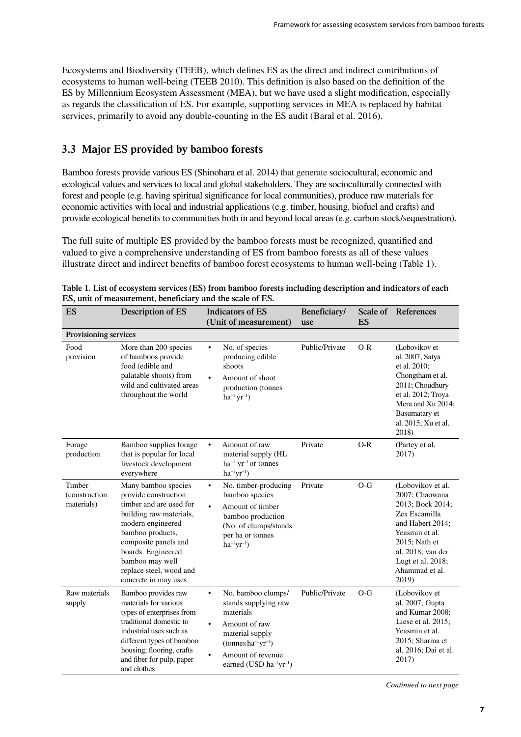Ecosystems and Biodiversity (TEEB), which defines ES as the direct and indirect contributions of ecosystems to human well-being (TEEB 2010). This definition is also based on the definition of the ES by Millennium Ecosystem Assessment (MEA), but we have used a slight modification, especially as regards the classification of ES. For example, supporting services in MEA is replaced by habitat services, primarily to avoid any double-counting in the ES audit (Baral et al. 2016).

## 3.3 Major ES provided by bamboo forests

Bamboo forests provide various ES (Shinohara et al. 2014) that generate sociocultural, economic and ecological values and services to local and global stakeholders. They are socioculturally connected with forest and people (e.g. having spiritual significance for local communities), produce raw materials for economic activities with local and industrial applications (e.g. timber, housing, biofuel and crafts) and provide ecological benefits to communities both in and beyond local areas (e.g. carbon stock/sequestration).

The full suite of multiple ES provided by the bamboo forests must be recognized, quantified and valued to give a comprehensive understanding of ES from bamboo forests as all of these values illustrate direct and indirect benefits of bamboo forest ecosystems to human well-being (Table 1).

**Table 1. List of ecosystem services (ES) from bamboo forests including description and indicators of each ES, unit of measurement, beneficiary and the scale of ES.**

| ES | Description of ES | Indicators of ES (Unit of measurement) | Beneficiary/ use | Scale of ES | References |
|---|---|---|---|---|---|
| **Provisioning services** | | | | | |
| Food provision | More than 200 species of bamboos provide food (edible and palatable shoots) from wild and cultivated areas throughout the world | • No. of species producing edible shoots<br>• Amount of shoot production (tonnes $ha^{-1} yr^{-1}$) | Public/Private | O-R | (Lobovikov et al. 2007; Satya et al. 2010; Chongtham et al. 2011; Choudhury et al. 2012; Troya Mera and Xu 2014; Basumatary et al. 2015; Xu et al. 2018) |
| Forage production | Bamboo supplies forage that is popular for local livestock development everywhere | • Amount of raw material supply (HL $ha^{-1} yr^{-1}$ or tonnes $ha^{-1}yr^{-1}$) | Private | O-R | (Partey et al. 2017) |
| Timber (construction materials) | Many bamboo species provide construction timber and are used for building raw materials, modern engineered bamboo products, composite panels and boards. Engineered bamboo may well replace steel, wood and concrete in may uses | • No. timber-producing bamboo species<br>• Amount of timber bamboo production (No. of clumps/stands per ha or tonnes $ha^{-1}yr^{-1}$) | Private | O-G | (Lobovikov et al. 2007; Chaowana 2013; Bock 2014; Zea Escamilla and Habert 2014; Yeasmin et al. 2015; Nath et al. 2018; van der Lugt et al. 2018; Ahammad et al. 2019) |
| Raw materials supply | Bamboo provides raw materials for various types of enterprises from traditional domestic to industrial uses such as different types of bamboo housing, flooring, crafts and fiber for pulp, paper and clothes | • No. bamboo clumps/ stands supplying raw materials<br>• Amount of raw material supply (tonnes $ha^{-1}yr^{-1}$)<br>• Amount of revenue earned (USD $ha^{-1}yr^{-1}$) | Public/Private | O-G | (Lobovikov et al. 2007; Gupta and Kumar 2008; Liese et al. 2015; Yeasmin et al. 2015; Sharma et al. 2016; Dai et al. 2017) |

*Continued to next page*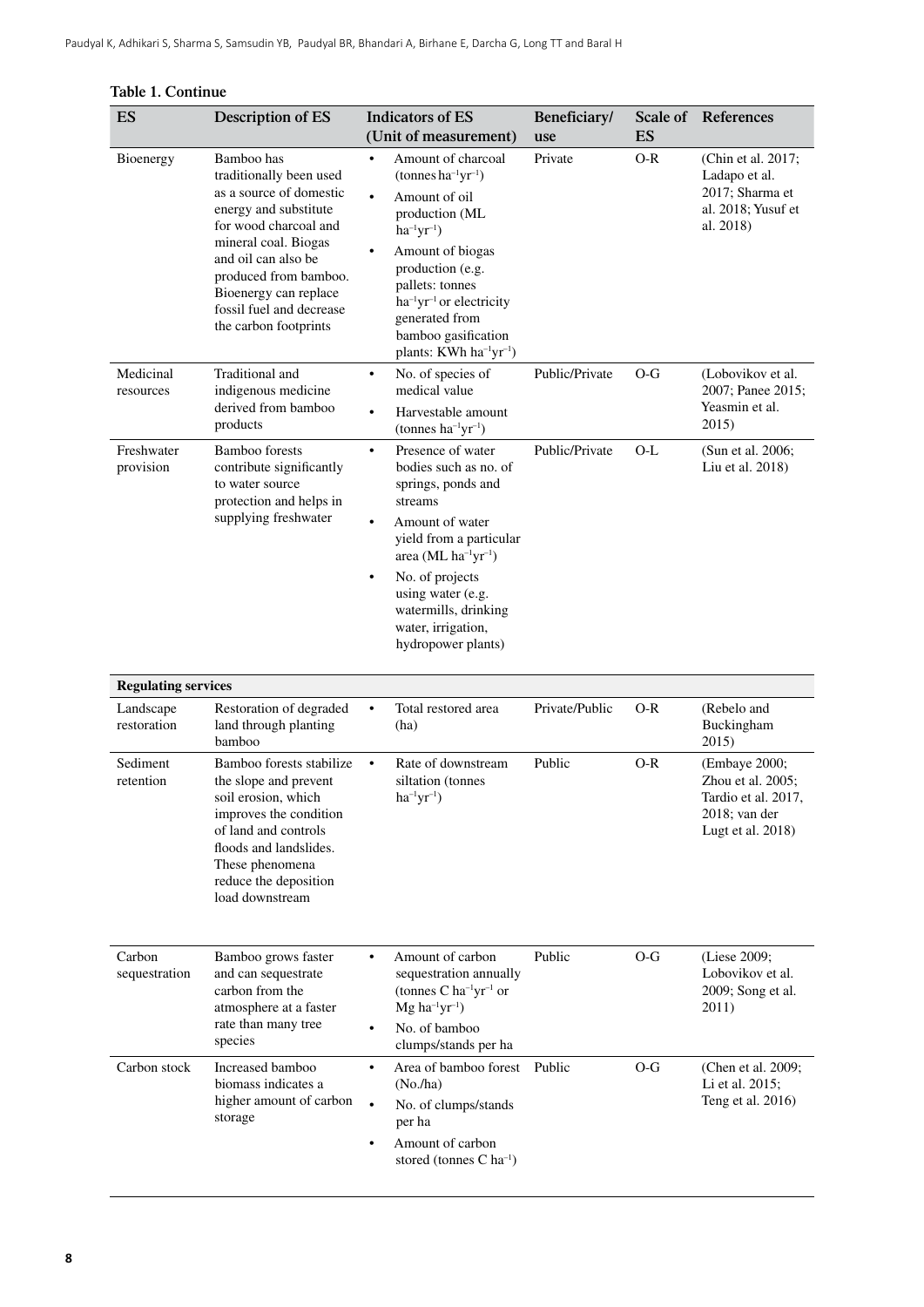**Table 1. Continue**

| ES | Description of ES | Indicators of ES (Unit of measurement) | Beneficiary/use | Scale of ES | References |
|---|---|---|---|---|---|
| Bioenergy | Bamboo has traditionally been used as a source of domestic energy and substitute for wood charcoal and mineral coal. Biogas and oil can also be produced from bamboo. Bioenergy can replace fossil fuel and decrease the carbon footprints | • Amount of charcoal (tonnes $ha^{-1}yr^{-1}$)<br>• Amount of oil production (ML $ha^{-1}yr^{-1}$)<br>• Amount of biogas production (e.g. pallets: tonnes $ha^{-1}yr^{-1}$ or electricity generated from bamboo gasification plants: KWh $ha^{-1}yr^{-1}$) | Private | O-R | (Chin et al. 2017; Ladapo et al. 2017; Sharma et al. 2018; Yusuf et al. 2018) |
| Medicinal resources | Traditional and indigenous medicine derived from bamboo products | • No. of species of medical value<br>• Harvestable amount (tonnes $ha^{-1}yr^{-1}$) | Public/Private | O-G | (Lobovikov et al. 2007; Panee 2015; Yeasmin et al. 2015) |
| Freshwater provision | Bamboo forests contribute significantly to water source protection and helps in supplying freshwater | • Presence of water bodies such as no. of springs, ponds and streams<br>• Amount of water yield from a particular area (ML $ha^{-1}yr^{-1}$)<br>• No. of projects using water (e.g. watermills, drinking water, irrigation, hydropower plants) | Public/Private | O-L | (Sun et al. 2006; Liu et al. 2018) |
| **Regulating services** | | | | | |
| Landscape restoration | Restoration of degraded land through planting bamboo | • Total restored area (ha) | Private/Public | O-R | (Rebelo and Buckingham 2015) |
| Sediment retention | Bamboo forests stabilize the slope and prevent soil erosion, which improves the condition of land and controls floods and landslides. These phenomena reduce the deposition load downstream | • Rate of downstream siltation (tonnes $ha^{-1}yr^{-1}$) | Public | O-R | (Embaye 2000; Zhou et al. 2005; Tardio et al. 2017, 2018; van der Lugt et al. 2018) |
| Carbon sequestration | Bamboo grows faster and can sequestrate carbon from the atmosphere at a faster rate than many tree species | • Amount of carbon sequestration annually (tonnes C $ha^{-1}yr^{-1}$ or Mg $ha^{-1}yr^{-1}$)<br>• No. of bamboo clumps/stands per ha | Public | O-G | (Liese 2009; Lobovikov et al. 2009; Song et al. 2011) |
| Carbon stock | Increased bamboo biomass indicates a higher amount of carbon storage | • Area of bamboo forest (No./ha)<br>• No. of clumps/stands per ha<br>• Amount of carbon stored (tonnes C $ha^{-1}$) | Public | O-G | (Chen et al. 2009; Li et al. 2015; Teng et al. 2016) |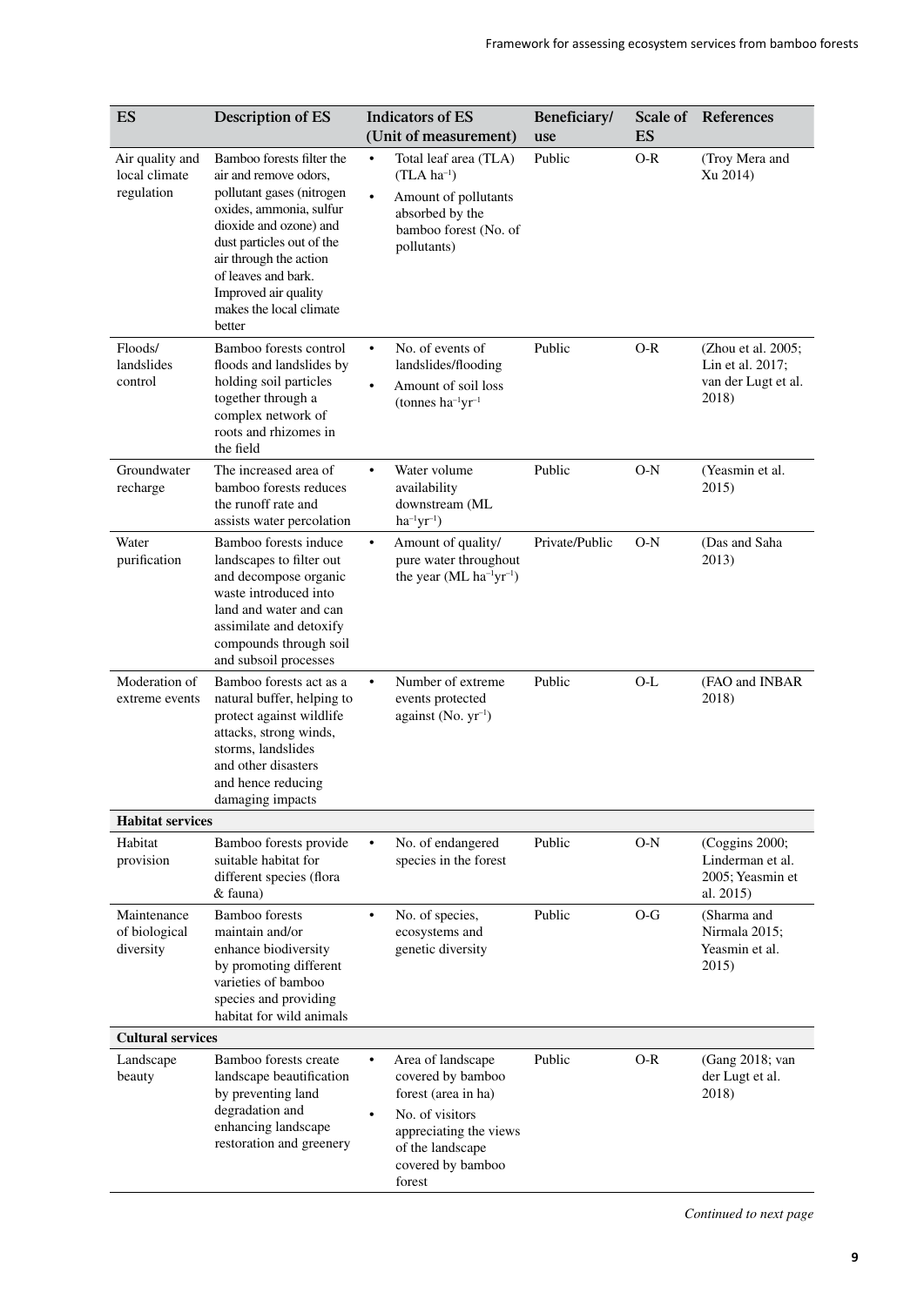| ES | Description of ES | Indicators of ES (Unit of measurement) | Beneficiary/ use | Scale of ES | References |
|---|---|---|---|---|---|
| Air quality and local climate regulation | Bamboo forests filter the air and remove odors, pollutant gases (nitrogen oxides, ammonia, sulfur dioxide and ozone) and dust particles out of the air through the action of leaves and bark. Improved air quality makes the local climate better | • Total leaf area (TLA) (TLA $ha^{-1}$) • Amount of pollutants absorbed by the bamboo forest (No. of pollutants) | Public | O-R | (Troy Mera and Xu 2014) |
| Floods/ landslides control | Bamboo forests control floods and landslides by holding soil particles together through a complex network of roots and rhizomes in the field | • No. of events of landslides/flooding • Amount of soil loss (tonnes $ha^{-1}yr^{-1}$ | Public | O-R | (Zhou et al. 2005; Lin et al. 2017; van der Lugt et al. 2018) |
| Groundwater recharge | The increased area of bamboo forests reduces the runoff rate and assists water percolation | • Water volume availability downstream (ML $ha^{-1}yr^{-1}$) | Public | O-N | (Yeasmin et al. 2015) |
| Water purification | Bamboo forests induce landscapes to filter out and decompose organic waste introduced into land and water and can assimilate and detoxify compounds through soil and subsoil processes | • Amount of quality/ pure water throughout the year (ML $ha^{-1}yr^{-1}$) | Private/Public | O-N | (Das and Saha 2013) |
| Moderation of extreme events | Bamboo forests act as a natural buffer, helping to protect against wildlife attacks, strong winds, storms, landslides and other disasters and hence reducing damaging impacts | • Number of extreme events protected against (No. $yr^{-1}$) | Public | O-L | (FAO and INBAR 2018) |
| **Habitat services** | | | | | |
| Habitat provision | Bamboo forests provide suitable habitat for different species (flora & fauna) | • No. of endangered species in the forest | Public | O-N | (Coggins 2000; Linderman et al. 2005; Yeasmin et al. 2015) |
| Maintenance of biological diversity | Bamboo forests maintain and/or enhance biodiversity by promoting different varieties of bamboo species and providing habitat for wild animals | • No. of species, ecosystems and genetic diversity | Public | O-G | (Sharma and Nirmala 2015; Yeasmin et al. 2015) |
| **Cultural services** | | | | | |
| Landscape beauty | Bamboo forests create landscape beautification by preventing land degradation and enhancing landscape restoration and greenery | • Area of landscape covered by bamboo forest (area in ha) • No. of visitors appreciating the views of the landscape covered by bamboo forest | Public | O-R | (Gang 2018; van der Lugt et al. 2018) |

*Continued to next page*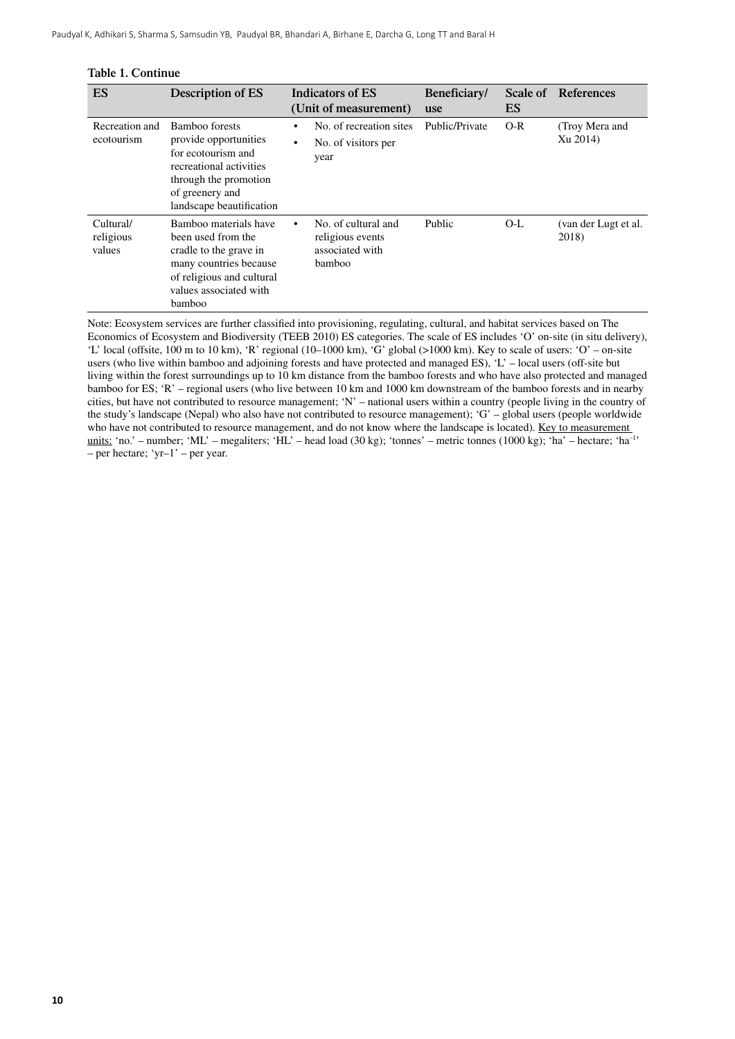**Table 1. Continue**

| ES | Description of ES | Indicators of ES (Unit of measurement) | Beneficiary/ use | Scale of ES | References |
|---|---|---|---|---|---|
| Recreation and ecotourism | Bamboo forests provide opportunities for ecotourism and recreational activities through the promotion of greenery and landscape beautification | • No. of recreation sites<br>• No. of visitors per year | Public/Private | O-R | (Troy Mera and Xu 2014) |
| Cultural/ religious values | Bamboo materials have been used from the cradle to the grave in many countries because of religious and cultural values associated with bamboo | • No. of cultural and religious events associated with bamboo | Public | O-L | (van der Lugt et al. 2018) |

Note: Ecosystem services are further classified into provisioning, regulating, cultural, and habitat services based on The Economics of Ecosystem and Biodiversity (TEEB 2010) ES categories. The scale of ES includes 'O' on-site (in situ delivery), 'L' local (offsite, 100 m to 10 km), 'R' regional (10–1000 km), 'G' global (>1000 km). Key to scale of users: 'O' – on-site users (who live within bamboo and adjoining forests and have protected and managed ES), 'L' – local users (off-site but living within the forest surroundings up to 10 km distance from the bamboo forests and who have also protected and managed bamboo for ES; 'R' – regional users (who live between 10 km and 1000 km downstream of the bamboo forests and in nearby cities, but have not contributed to resource management; 'N' – national users within a country (people living in the country of the study's landscape (Nepal) who also have not contributed to resource management); 'G' – global users (people worldwide who have not contributed to resource management, and do not know where the landscape is located). Key to measurement units: 'no.' – number; 'ML' – megaliters; 'HL' – head load (30 kg); 'tonnes' – metric tonnes (1000 kg); 'ha' – hectare; '$ha^{-1}$' – per hectare; 'yr–1' – per year.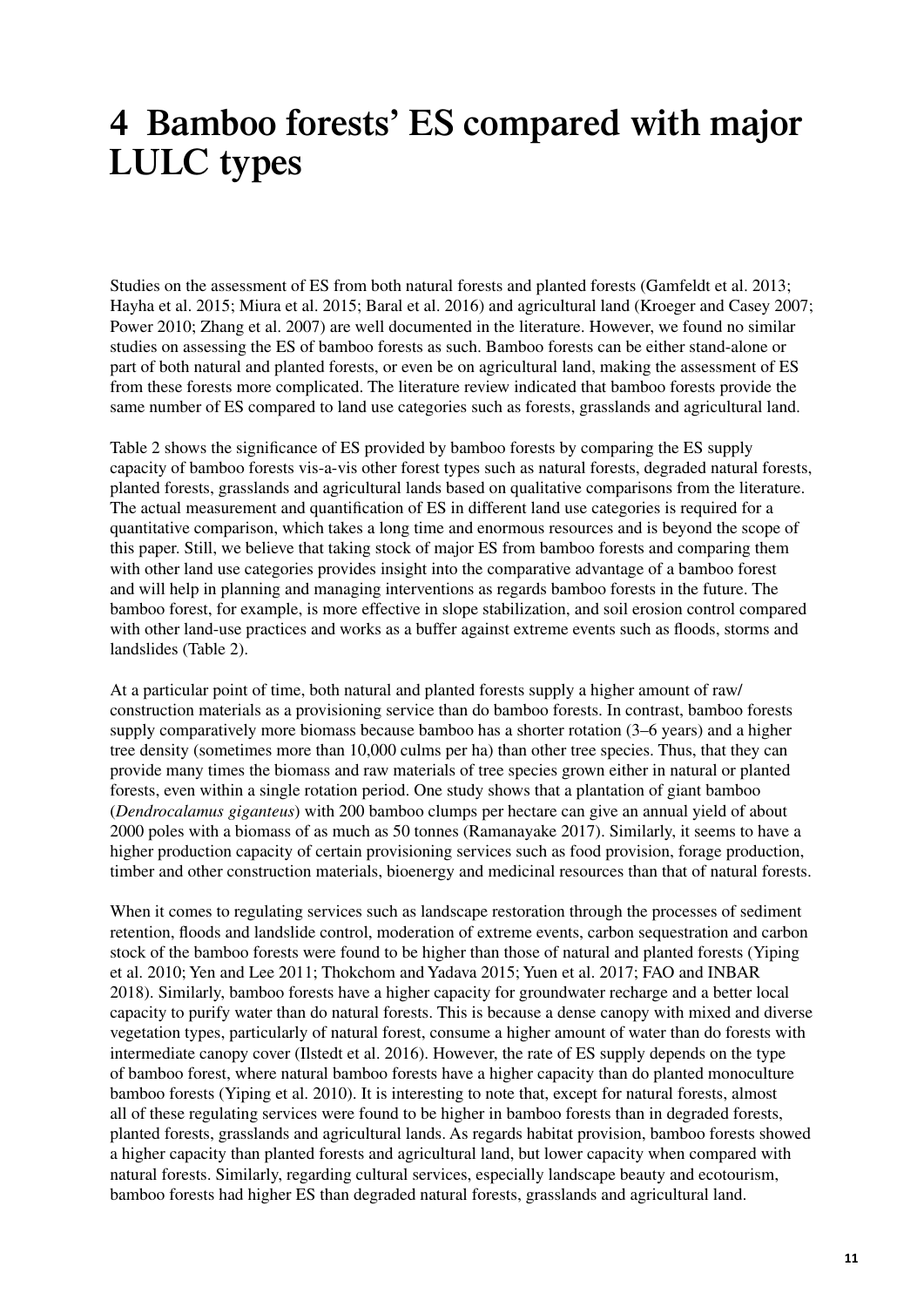# 4 Bamboo forests' ES compared with major LULC types

Studies on the assessment of ES from both natural forests and planted forests (Gamfeldt et al. 2013; Hayha et al. 2015; Miura et al. 2015; Baral et al. 2016) and agricultural land (Kroeger and Casey 2007; Power 2010; Zhang et al. 2007) are well documented in the literature. However, we found no similar studies on assessing the ES of bamboo forests as such. Bamboo forests can be either stand-alone or part of both natural and planted forests, or even be on agricultural land, making the assessment of ES from these forests more complicated. The literature review indicated that bamboo forests provide the same number of ES compared to land use categories such as forests, grasslands and agricultural land.

Table 2 shows the significance of ES provided by bamboo forests by comparing the ES supply capacity of bamboo forests vis-a-vis other forest types such as natural forests, degraded natural forests, planted forests, grasslands and agricultural lands based on qualitative comparisons from the literature. The actual measurement and quantification of ES in different land use categories is required for a quantitative comparison, which takes a long time and enormous resources and is beyond the scope of this paper. Still, we believe that taking stock of major ES from bamboo forests and comparing them with other land use categories provides insight into the comparative advantage of a bamboo forest and will help in planning and managing interventions as regards bamboo forests in the future. The bamboo forest, for example, is more effective in slope stabilization, and soil erosion control compared with other land-use practices and works as a buffer against extreme events such as floods, storms and landslides (Table 2).

At a particular point of time, both natural and planted forests supply a higher amount of raw/construction materials as a provisioning service than do bamboo forests. In contrast, bamboo forests supply comparatively more biomass because bamboo has a shorter rotation (3–6 years) and a higher tree density (sometimes more than 10,000 culms per ha) than other tree species. Thus, that they can provide many times the biomass and raw materials of tree species grown either in natural or planted forests, even within a single rotation period. One study shows that a plantation of giant bamboo (*Dendrocalamus giganteus*) with 200 bamboo clumps per hectare can give an annual yield of about 2000 poles with a biomass of as much as 50 tonnes (Ramanayake 2017). Similarly, it seems to have a higher production capacity of certain provisioning services such as food provision, forage production, timber and other construction materials, bioenergy and medicinal resources than that of natural forests.

When it comes to regulating services such as landscape restoration through the processes of sediment retention, floods and landslide control, moderation of extreme events, carbon sequestration and carbon stock of the bamboo forests were found to be higher than those of natural and planted forests (Yiping et al. 2010; Yen and Lee 2011; Thokchom and Yadava 2015; Yuen et al. 2017; FAO and INBAR 2018). Similarly, bamboo forests have a higher capacity for groundwater recharge and a better local capacity to purify water than do natural forests. This is because a dense canopy with mixed and diverse vegetation types, particularly of natural forest, consume a higher amount of water than do forests with intermediate canopy cover (Ilstedt et al. 2016). However, the rate of ES supply depends on the type of bamboo forest, where natural bamboo forests have a higher capacity than do planted monoculture bamboo forests (Yiping et al. 2010). It is interesting to note that, except for natural forests, almost all of these regulating services were found to be higher in bamboo forests than in degraded forests, planted forests, grasslands and agricultural lands. As regards habitat provision, bamboo forests showed a higher capacity than planted forests and agricultural land, but lower capacity when compared with natural forests. Similarly, regarding cultural services, especially landscape beauty and ecotourism, bamboo forests had higher ES than degraded natural forests, grasslands and agricultural land.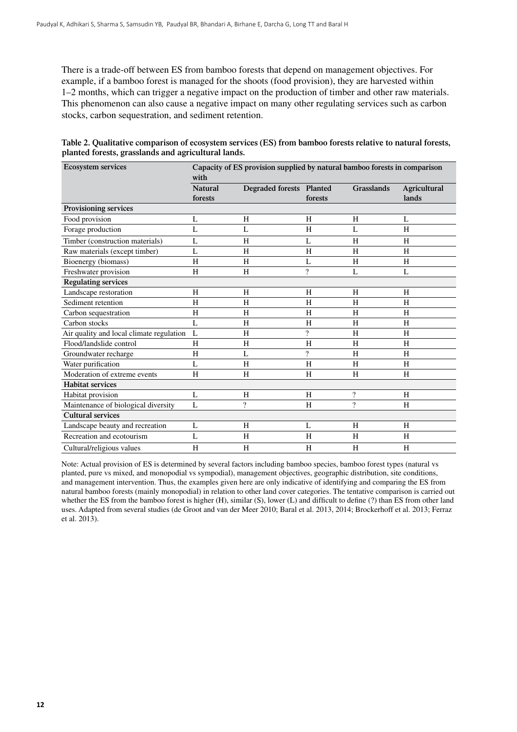There is a trade-off between ES from bamboo forests that depend on management objectives. For example, if a bamboo forest is managed for the shoots (food provision), they are harvested within 1–2 months, which can trigger a negative impact on the production of timber and other raw materials. This phenomenon can also cause a negative impact on many other regulating services such as carbon stocks, carbon sequestration, and sediment retention.

**Table 2. Qualitative comparison of ecosystem services (ES) from bamboo forests relative to natural forests, planted forests, grasslands and agricultural lands.**

| Ecosystem services | Capacity of ES provision supplied by natural bamboo forests in comparison with | | | | |
|---|---|---|---|---|---|
| | Natural forests | Degraded forests | Planted forests | Grasslands | Agricultural lands |
| **Provisioning services** | | | | | |
| Food provision | L | H | H | H | L |
| Forage production | L | L | H | L | H |
| Timber (construction materials) | L | H | L | H | H |
| Raw materials (except timber) | L | H | H | H | H |
| Bioenergy (biomass) | H | H | L | H | H |
| Freshwater provision | H | H | ? | L | L |
| **Regulating services** | | | | | |
| Landscape restoration | H | H | H | H | H |
| Sediment retention | H | H | H | H | H |
| Carbon sequestration | H | H | H | H | H |
| Carbon stocks | L | H | H | H | H |
| Air quality and local climate regulation | L | H | ? | H | H |
| Flood/landslide control | H | H | H | H | H |
| Groundwater recharge | H | L | ? | H | H |
| Water purification | L | H | H | H | H |
| Moderation of extreme events | H | H | H | H | H |
| **Habitat services** | | | | | |
| Habitat provision | L | H | H | ? | H |
| Maintenance of biological diversity | L | ? | H | ? | H |
| **Cultural services** | | | | | |
| Landscape beauty and recreation | L | H | L | H | H |
| Recreation and ecotourism | L | H | H | H | H |
| Cultural/religious values | H | H | H | H | H |

Note: Actual provision of ES is determined by several factors including bamboo species, bamboo forest types (natural vs planted, pure vs mixed, and monopodial vs sympodial), management objectives, geographic distribution, site conditions, and management intervention. Thus, the examples given here are only indicative of identifying and comparing the ES from natural bamboo forests (mainly monopodial) in relation to other land cover categories. The tentative comparison is carried out whether the ES from the bamboo forest is higher (H), similar (S), lower (L) and difficult to define (?) than ES from other land uses. Adapted from several studies (de Groot and van der Meer 2010; Baral et al. 2013, 2014; Brockerhoff et al. 2013; Ferraz et al. 2013).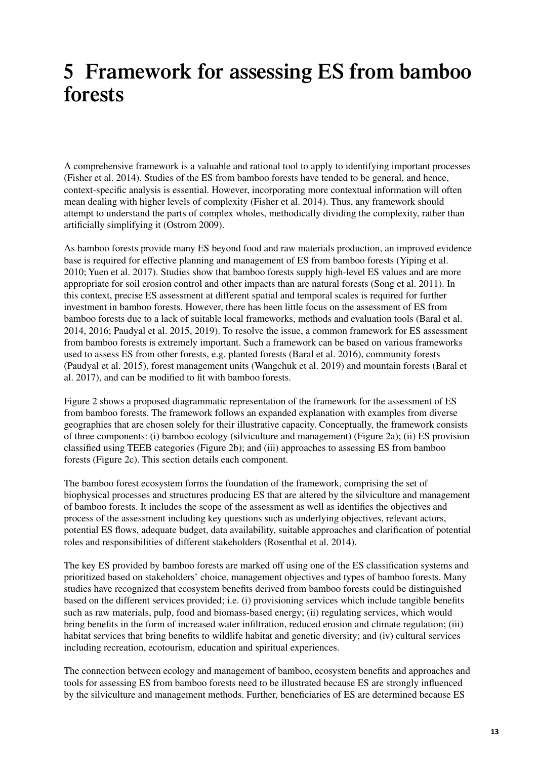# 5 Framework for assessing ES from bamboo forests

A comprehensive framework is a valuable and rational tool to apply to identifying important processes (Fisher et al. 2014). Studies of the ES from bamboo forests have tended to be general, and hence, context-specific analysis is essential. However, incorporating more contextual information will often mean dealing with higher levels of complexity (Fisher et al. 2014). Thus, any framework should attempt to understand the parts of complex wholes, methodically dividing the complexity, rather than artificially simplifying it (Ostrom 2009).

As bamboo forests provide many ES beyond food and raw materials production, an improved evidence base is required for effective planning and management of ES from bamboo forests (Yiping et al. 2010; Yuen et al. 2017). Studies show that bamboo forests supply high-level ES values and are more appropriate for soil erosion control and other impacts than are natural forests (Song et al. 2011). In this context, precise ES assessment at different spatial and temporal scales is required for further investment in bamboo forests. However, there has been little focus on the assessment of ES from bamboo forests due to a lack of suitable local frameworks, methods and evaluation tools (Baral et al. 2014, 2016; Paudyal et al. 2015, 2019). To resolve the issue, a common framework for ES assessment from bamboo forests is extremely important. Such a framework can be based on various frameworks used to assess ES from other forests, e.g. planted forests (Baral et al. 2016), community forests (Paudyal et al. 2015), forest management units (Wangchuk et al. 2019) and mountain forests (Baral et al. 2017), and can be modified to fit with bamboo forests.

Figure 2 shows a proposed diagrammatic representation of the framework for the assessment of ES from bamboo forests. The framework follows an expanded explanation with examples from diverse geographies that are chosen solely for their illustrative capacity. Conceptually, the framework consists of three components: (i) bamboo ecology (silviculture and management) (Figure 2a); (ii) ES provision classified using TEEB categories (Figure 2b); and (iii) approaches to assessing ES from bamboo forests (Figure 2c). This section details each component.

The bamboo forest ecosystem forms the foundation of the framework, comprising the set of biophysical processes and structures producing ES that are altered by the silviculture and management of bamboo forests. It includes the scope of the assessment as well as identifies the objectives and process of the assessment including key questions such as underlying objectives, relevant actors, potential ES flows, adequate budget, data availability, suitable approaches and clarification of potential roles and responsibilities of different stakeholders (Rosenthal et al. 2014).

The key ES provided by bamboo forests are marked off using one of the ES classification systems and prioritized based on stakeholders' choice, management objectives and types of bamboo forests. Many studies have recognized that ecosystem benefits derived from bamboo forests could be distinguished based on the different services provided; i.e. (i) provisioning services which include tangible benefits such as raw materials, pulp, food and biomass-based energy; (ii) regulating services, which would bring benefits in the form of increased water infiltration, reduced erosion and climate regulation; (iii) habitat services that bring benefits to wildlife habitat and genetic diversity; and (iv) cultural services including recreation, ecotourism, education and spiritual experiences.

The connection between ecology and management of bamboo, ecosystem benefits and approaches and tools for assessing ES from bamboo forests need to be illustrated because ES are strongly influenced by the silviculture and management methods. Further, beneficiaries of ES are determined because ES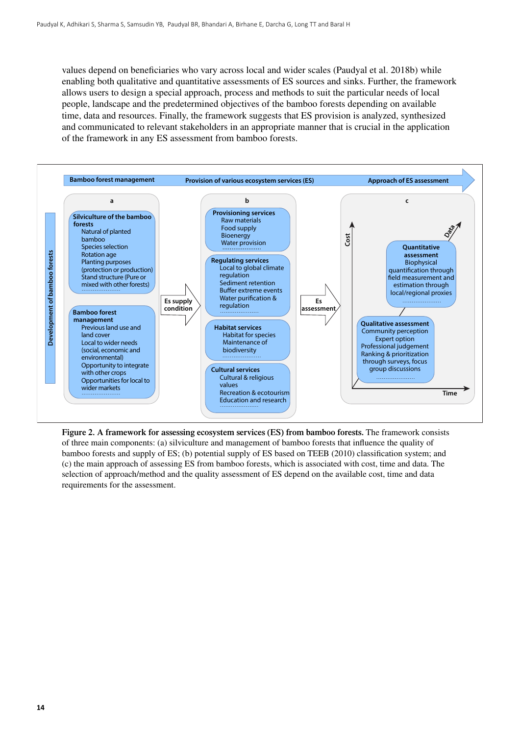values depend on beneficiaries who vary across local and wider scales (Paudyal et al. 2018b) while enabling both qualitative and quantitative assessments of ES sources and sinks. Further, the framework allows users to design a special approach, process and methods to suit the particular needs of local people, landscape and the predetermined objectives of the bamboo forests depending on available time, data and resources. Finally, the framework suggests that ES provision is analyzed, synthesized and communicated to relevant stakeholders in an appropriate manner that is crucial in the application of the framework in any ES assessment from bamboo forests.

Bamboo forest management → Provision of various ecosystem services (ES) → Approach of ES assessment

Development of bamboo forests

**a**

**Silviculture of the bamboo forests**
- Natural of planted bamboo
- Species selection
- Rotation age
- Planting purposes (protection or production)
- Stand structure (Pure or mixed with other forests)
- ....................

**Bamboo forest management**
- Previous land use and land cover
- Local to wider needs (social, economic and environmental)
- Opportunity to integrate with other crops
- Opportunities for local to wider markets
- ....................

Es supply condition →

**b**

**Provisioning services**
- Raw materials
- Food supply
- Bioenergy
- Water provision
- ....................

**Regulating services**
- Local to global climate regulation
- Sediment retention
- Buffer extreme events
- Water purification & regulation
- ....................

**Habitat services**
- Habitat for species
- Maintenance of biodiversity
- ....................

**Cultural services**
- Cultural & religious values
- Recreation & ecotourism
- Education and research
- ....................

Es assessment →

**c**

Cost / Time / Data

**Quantitative assessment**
Biophysical quantification through field measurement and estimation through local/regional proxies
....................

**Qualitative assessment**
Community perception
Expert option
Professional judgement
Ranking & prioritization through surveys, focus group discussions
....................

**Figure 2. A framework for assessing ecosystem services (ES) from bamboo forests.** The framework consists of three main components: (a) silviculture and management of bamboo forests that influence the quality of bamboo forests and supply of ES; (b) potential supply of ES based on TEEB (2010) classification system; and (c) the main approach of assessing ES from bamboo forests, which is associated with cost, time and data. The selection of approach/method and the quality assessment of ES depend on the available cost, time and data requirements for the assessment.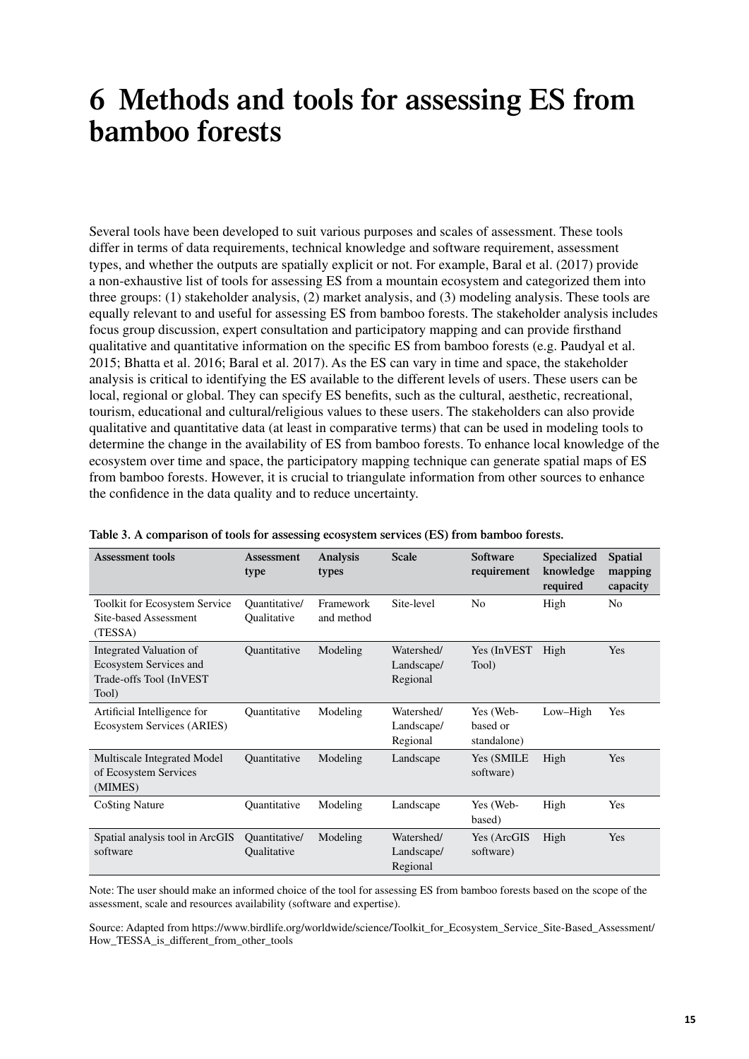# 6 Methods and tools for assessing ES from bamboo forests

Several tools have been developed to suit various purposes and scales of assessment. These tools differ in terms of data requirements, technical knowledge and software requirement, assessment types, and whether the outputs are spatially explicit or not. For example, Baral et al. (2017) provide a non-exhaustive list of tools for assessing ES from a mountain ecosystem and categorized them into three groups: (1) stakeholder analysis, (2) market analysis, and (3) modeling analysis. These tools are equally relevant to and useful for assessing ES from bamboo forests. The stakeholder analysis includes focus group discussion, expert consultation and participatory mapping and can provide firsthand qualitative and quantitative information on the specific ES from bamboo forests (e.g. Paudyal et al. 2015; Bhatta et al. 2016; Baral et al. 2017). As the ES can vary in time and space, the stakeholder analysis is critical to identifying the ES available to the different levels of users. These users can be local, regional or global. They can specify ES benefits, such as the cultural, aesthetic, recreational, tourism, educational and cultural/religious values to these users. The stakeholders can also provide qualitative and quantitative data (at least in comparative terms) that can be used in modeling tools to determine the change in the availability of ES from bamboo forests. To enhance local knowledge of the ecosystem over time and space, the participatory mapping technique can generate spatial maps of ES from bamboo forests. However, it is crucial to triangulate information from other sources to enhance the confidence in the data quality and to reduce uncertainty.

**Table 3. A comparison of tools for assessing ecosystem services (ES) from bamboo forests.**

| Assessment tools | Assessment type | Analysis types | Scale | Software requirement | Specialized knowledge required | Spatial mapping capacity |
|---|---|---|---|---|---|---|
| Toolkit for Ecosystem Service Site-based Assessment (TESSA) | Quantitative/ Qualitative | Framework and method | Site-level | No | High | No |
| Integrated Valuation of Ecosystem Services and Trade-offs Tool (InVEST Tool) | Quantitative | Modeling | Watershed/ Landscape/ Regional | Yes (InVEST Tool) | High | Yes |
| Artificial Intelligence for Ecosystem Services (ARIES) | Quantitative | Modeling | Watershed/ Landscape/ Regional | Yes (Web-based or standalone) | Low–High | Yes |
| Multiscale Integrated Model of Ecosystem Services (MIMES) | Quantitative | Modeling | Landscape | Yes (SMILE software) | High | Yes |
| Co$ting Nature | Quantitative | Modeling | Landscape | Yes (Web-based) | High | Yes |
| Spatial analysis tool in ArcGIS software | Quantitative/ Qualitative | Modeling | Watershed/ Landscape/ Regional | Yes (ArcGIS software) | High | Yes |

Note: The user should make an informed choice of the tool for assessing ES from bamboo forests based on the scope of the assessment, scale and resources availability (software and expertise).

Source: Adapted from https://www.birdlife.org/worldwide/science/Toolkit_for_Ecosystem_Service_Site-Based_Assessment/How_TESSA_is_different_from_other_tools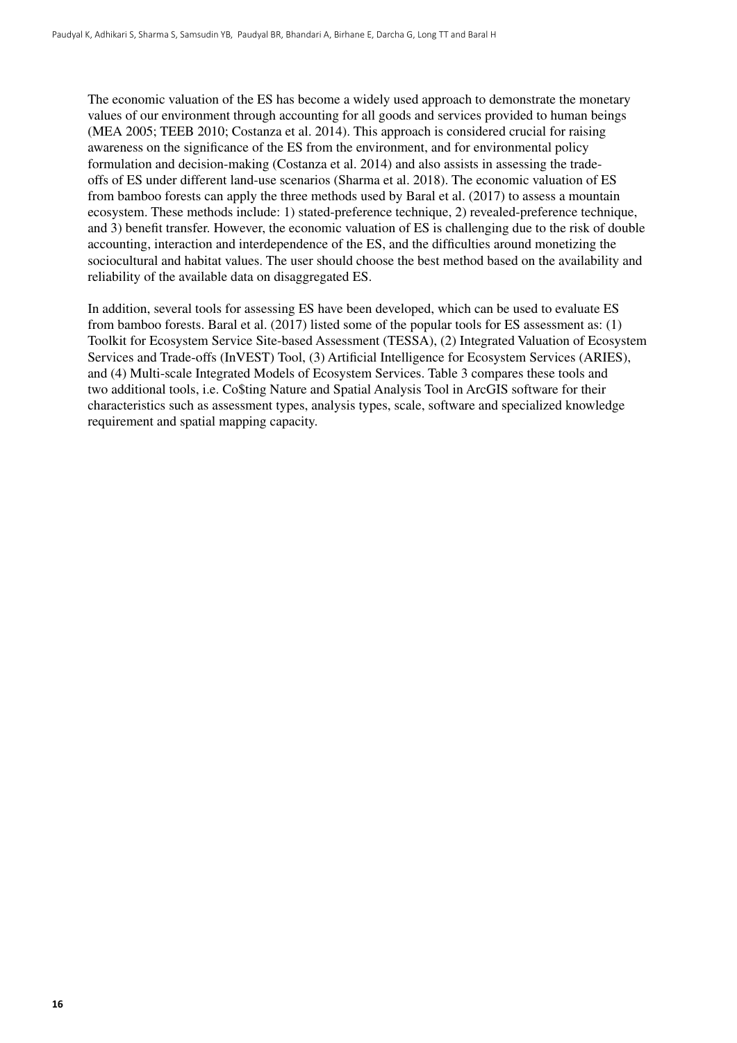The economic valuation of the ES has become a widely used approach to demonstrate the monetary values of our environment through accounting for all goods and services provided to human beings (MEA 2005; TEEB 2010; Costanza et al. 2014). This approach is considered crucial for raising awareness on the significance of the ES from the environment, and for environmental policy formulation and decision-making (Costanza et al. 2014) and also assists in assessing the trade-offs of ES under different land-use scenarios (Sharma et al. 2018). The economic valuation of ES from bamboo forests can apply the three methods used by Baral et al. (2017) to assess a mountain ecosystem. These methods include: 1) stated-preference technique, 2) revealed-preference technique, and 3) benefit transfer. However, the economic valuation of ES is challenging due to the risk of double accounting, interaction and interdependence of the ES, and the difficulties around monetizing the sociocultural and habitat values. The user should choose the best method based on the availability and reliability of the available data on disaggregated ES.

In addition, several tools for assessing ES have been developed, which can be used to evaluate ES from bamboo forests. Baral et al. (2017) listed some of the popular tools for ES assessment as: (1) Toolkit for Ecosystem Service Site-based Assessment (TESSA), (2) Integrated Valuation of Ecosystem Services and Trade-offs (InVEST) Tool, (3) Artificial Intelligence for Ecosystem Services (ARIES), and (4) Multi-scale Integrated Models of Ecosystem Services. Table 3 compares these tools and two additional tools, i.e. Co$ting Nature and Spatial Analysis Tool in ArcGIS software for their characteristics such as assessment types, analysis types, scale, software and specialized knowledge requirement and spatial mapping capacity.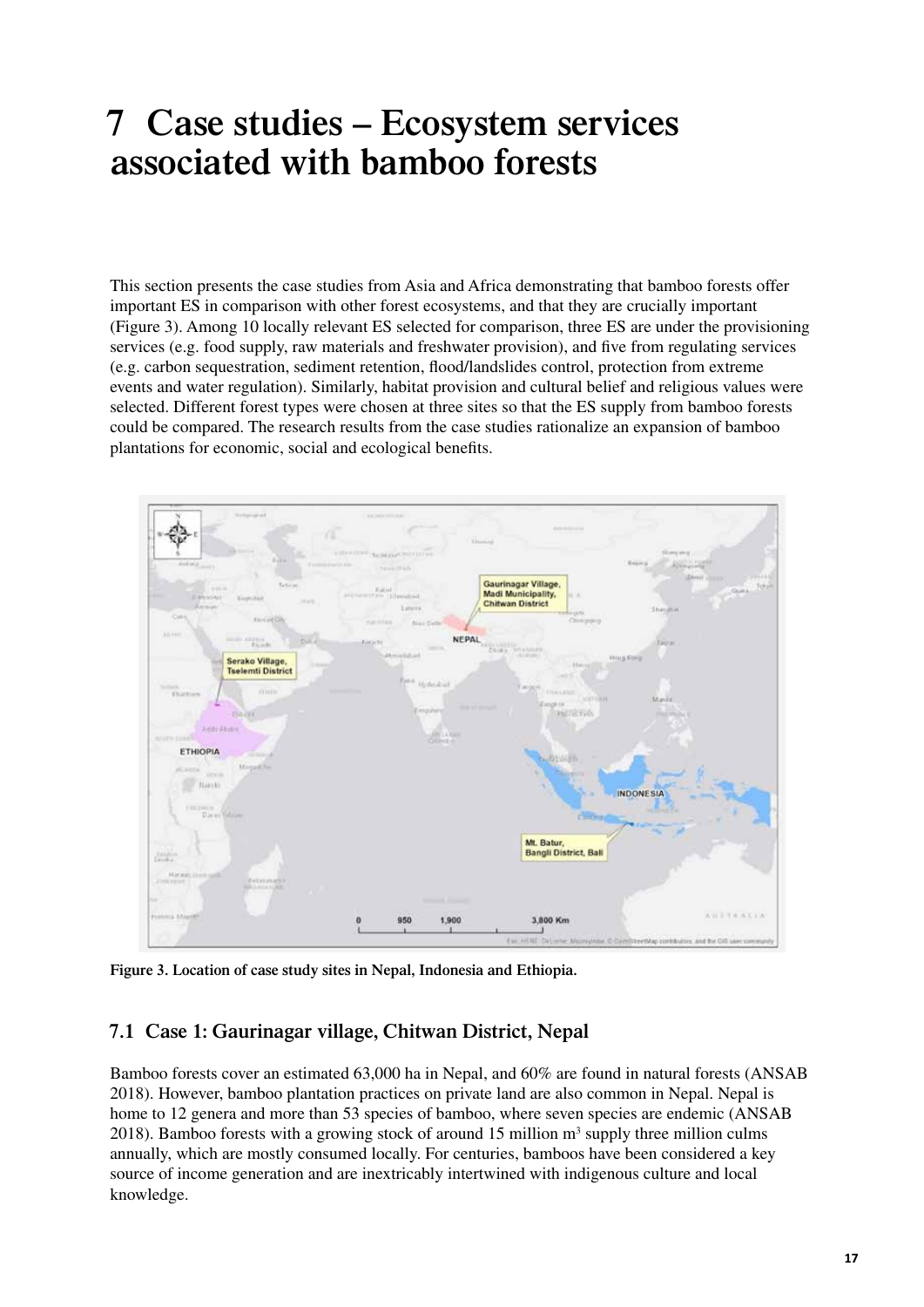# 7 Case studies – Ecosystem services associated with bamboo forests

This section presents the case studies from Asia and Africa demonstrating that bamboo forests offer important ES in comparison with other forest ecosystems, and that they are crucially important (Figure 3). Among 10 locally relevant ES selected for comparison, three ES are under the provisioning services (e.g. food supply, raw materials and freshwater provision), and five from regulating services (e.g. carbon sequestration, sediment retention, flood/landslides control, protection from extreme events and water regulation). Similarly, habitat provision and cultural belief and religious values were selected. Different forest types were chosen at three sites so that the ES supply from bamboo forests could be compared. The research results from the case studies rationalize an expansion of bamboo plantations for economic, social and ecological benefits.

**Figure 3. Location of case study sites in Nepal, Indonesia and Ethiopia.**

## 7.1 Case 1: Gaurinagar village, Chitwan District, Nepal

Bamboo forests cover an estimated 63,000 ha in Nepal, and 60% are found in natural forests (ANSAB 2018). However, bamboo plantation practices on private land are also common in Nepal. Nepal is home to 12 genera and more than 53 species of bamboo, where seven species are endemic (ANSAB 2018). Bamboo forests with a growing stock of around 15 million $m^3$ supply three million culms annually, which are mostly consumed locally. For centuries, bamboos have been considered a key source of income generation and are inextricably intertwined with indigenous culture and local knowledge.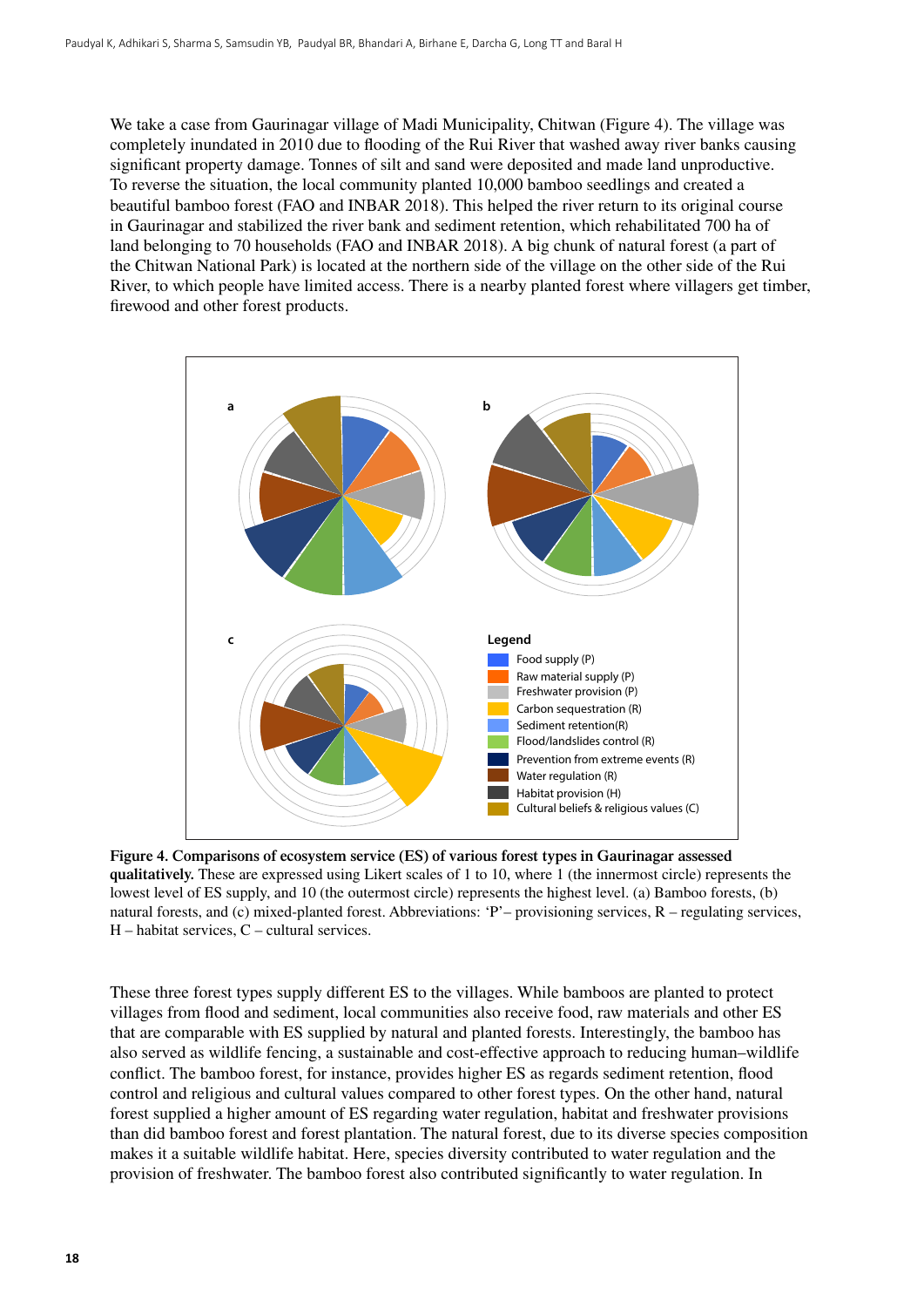We take a case from Gaurinagar village of Madi Municipality, Chitwan (Figure 4). The village was completely inundated in 2010 due to flooding of the Rui River that washed away river banks causing significant property damage. Tonnes of silt and sand were deposited and made land unproductive. To reverse the situation, the local community planted 10,000 bamboo seedlings and created a beautiful bamboo forest (FAO and INBAR 2018). This helped the river return to its original course in Gaurinagar and stabilized the river bank and sediment retention, which rehabilitated 700 ha of land belonging to 70 households (FAO and INBAR 2018). A big chunk of natural forest (a part of the Chitwan National Park) is located at the northern side of the village on the other side of the Rui River, to which people have limited access. There is a nearby planted forest where villagers get timber, firewood and other forest products.

**Figure 4. Comparisons of ecosystem service (ES) of various forest types in Gaurinagar assessed qualitatively.** These are expressed using Likert scales of 1 to 10, where 1 (the innermost circle) represents the lowest level of ES supply, and 10 (the outermost circle) represents the highest level. (a) Bamboo forests, (b) natural forests, and (c) mixed-planted forest. Abbreviations: 'P'– provisioning services, R – regulating services, H – habitat services, C – cultural services.

These three forest types supply different ES to the villages. While bamboos are planted to protect villages from flood and sediment, local communities also receive food, raw materials and other ES that are comparable with ES supplied by natural and planted forests. Interestingly, the bamboo has also served as wildlife fencing, a sustainable and cost-effective approach to reducing human–wildlife conflict. The bamboo forest, for instance, provides higher ES as regards sediment retention, flood control and religious and cultural values compared to other forest types. On the other hand, natural forest supplied a higher amount of ES regarding water regulation, habitat and freshwater provisions than did bamboo forest and forest plantation. The natural forest, due to its diverse species composition makes it a suitable wildlife habitat. Here, species diversity contributed to water regulation and the provision of freshwater. The bamboo forest also contributed significantly to water regulation. In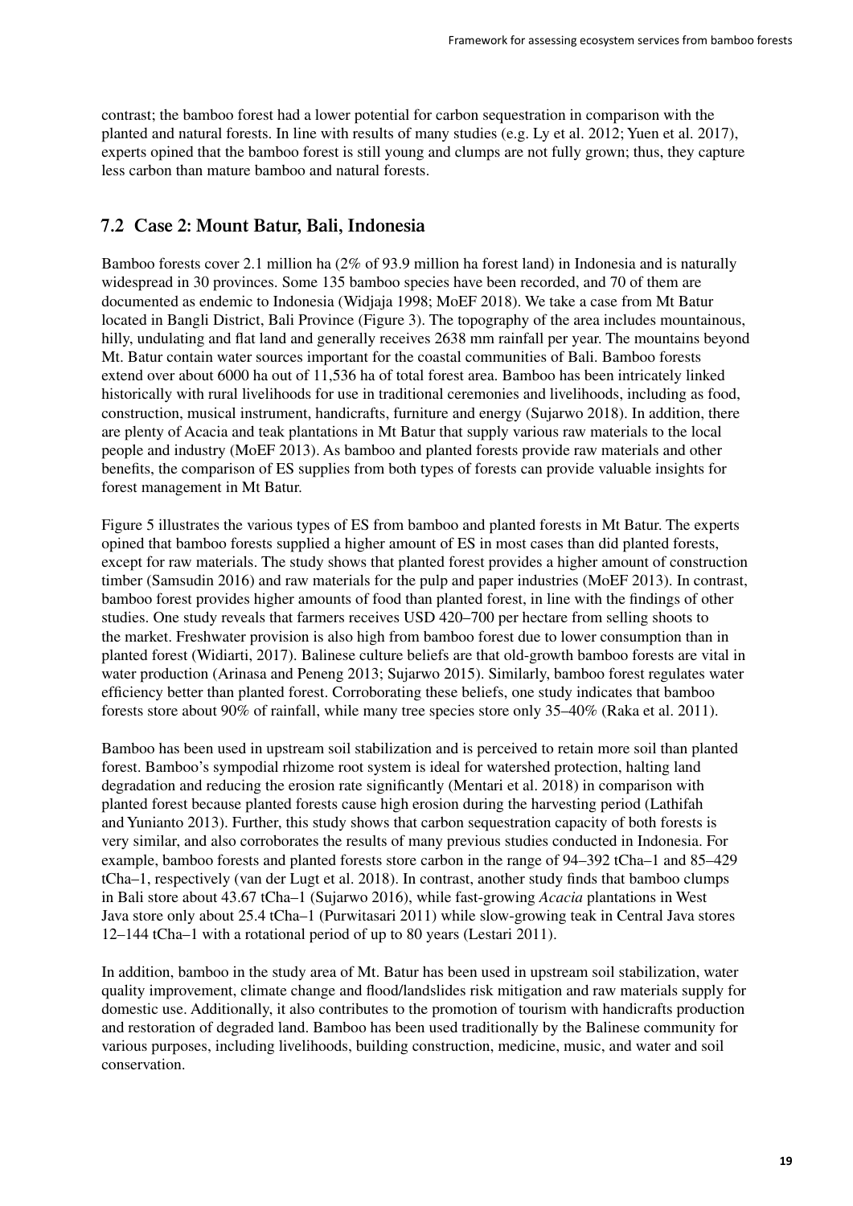contrast; the bamboo forest had a lower potential for carbon sequestration in comparison with the planted and natural forests. In line with results of many studies (e.g. Ly et al. 2012; Yuen et al. 2017), experts opined that the bamboo forest is still young and clumps are not fully grown; thus, they capture less carbon than mature bamboo and natural forests.

## 7.2 Case 2: Mount Batur, Bali, Indonesia

Bamboo forests cover 2.1 million ha (2% of 93.9 million ha forest land) in Indonesia and is naturally widespread in 30 provinces. Some 135 bamboo species have been recorded, and 70 of them are documented as endemic to Indonesia (Widjaja 1998; MoEF 2018). We take a case from Mt Batur located in Bangli District, Bali Province (Figure 3). The topography of the area includes mountainous, hilly, undulating and flat land and generally receives 2638 mm rainfall per year. The mountains beyond Mt. Batur contain water sources important for the coastal communities of Bali. Bamboo forests extend over about 6000 ha out of 11,536 ha of total forest area. Bamboo has been intricately linked historically with rural livelihoods for use in traditional ceremonies and livelihoods, including as food, construction, musical instrument, handicrafts, furniture and energy (Sujarwo 2018). In addition, there are plenty of Acacia and teak plantations in Mt Batur that supply various raw materials to the local people and industry (MoEF 2013). As bamboo and planted forests provide raw materials and other benefits, the comparison of ES supplies from both types of forests can provide valuable insights for forest management in Mt Batur.

Figure 5 illustrates the various types of ES from bamboo and planted forests in Mt Batur. The experts opined that bamboo forests supplied a higher amount of ES in most cases than did planted forests, except for raw materials. The study shows that planted forest provides a higher amount of construction timber (Samsudin 2016) and raw materials for the pulp and paper industries (MoEF 2013). In contrast, bamboo forest provides higher amounts of food than planted forest, in line with the findings of other studies. One study reveals that farmers receives USD 420–700 per hectare from selling shoots to the market. Freshwater provision is also high from bamboo forest due to lower consumption than in planted forest (Widiarti, 2017). Balinese culture beliefs are that old-growth bamboo forests are vital in water production (Arinasa and Peneng 2013; Sujarwo 2015). Similarly, bamboo forest regulates water efficiency better than planted forest. Corroborating these beliefs, one study indicates that bamboo forests store about 90% of rainfall, while many tree species store only 35–40% (Raka et al. 2011).

Bamboo has been used in upstream soil stabilization and is perceived to retain more soil than planted forest. Bamboo's sympodial rhizome root system is ideal for watershed protection, halting land degradation and reducing the erosion rate significantly (Mentari et al. 2018) in comparison with planted forest because planted forests cause high erosion during the harvesting period (Lathifah and Yunianto 2013). Further, this study shows that carbon sequestration capacity of both forests is very similar, and also corroborates the results of many previous studies conducted in Indonesia. For example, bamboo forests and planted forests store carbon in the range of 94–392 tCha–1 and 85–429 tCha–1, respectively (van der Lugt et al. 2018). In contrast, another study finds that bamboo clumps in Bali store about 43.67 tCha–1 (Sujarwo 2016), while fast-growing *Acacia* plantations in West Java store only about 25.4 tCha–1 (Purwitasari 2011) while slow-growing teak in Central Java stores 12–144 tCha–1 with a rotational period of up to 80 years (Lestari 2011).

In addition, bamboo in the study area of Mt. Batur has been used in upstream soil stabilization, water quality improvement, climate change and flood/landslides risk mitigation and raw materials supply for domestic use. Additionally, it also contributes to the promotion of tourism with handicrafts production and restoration of degraded land. Bamboo has been used traditionally by the Balinese community for various purposes, including livelihoods, building construction, medicine, music, and water and soil conservation.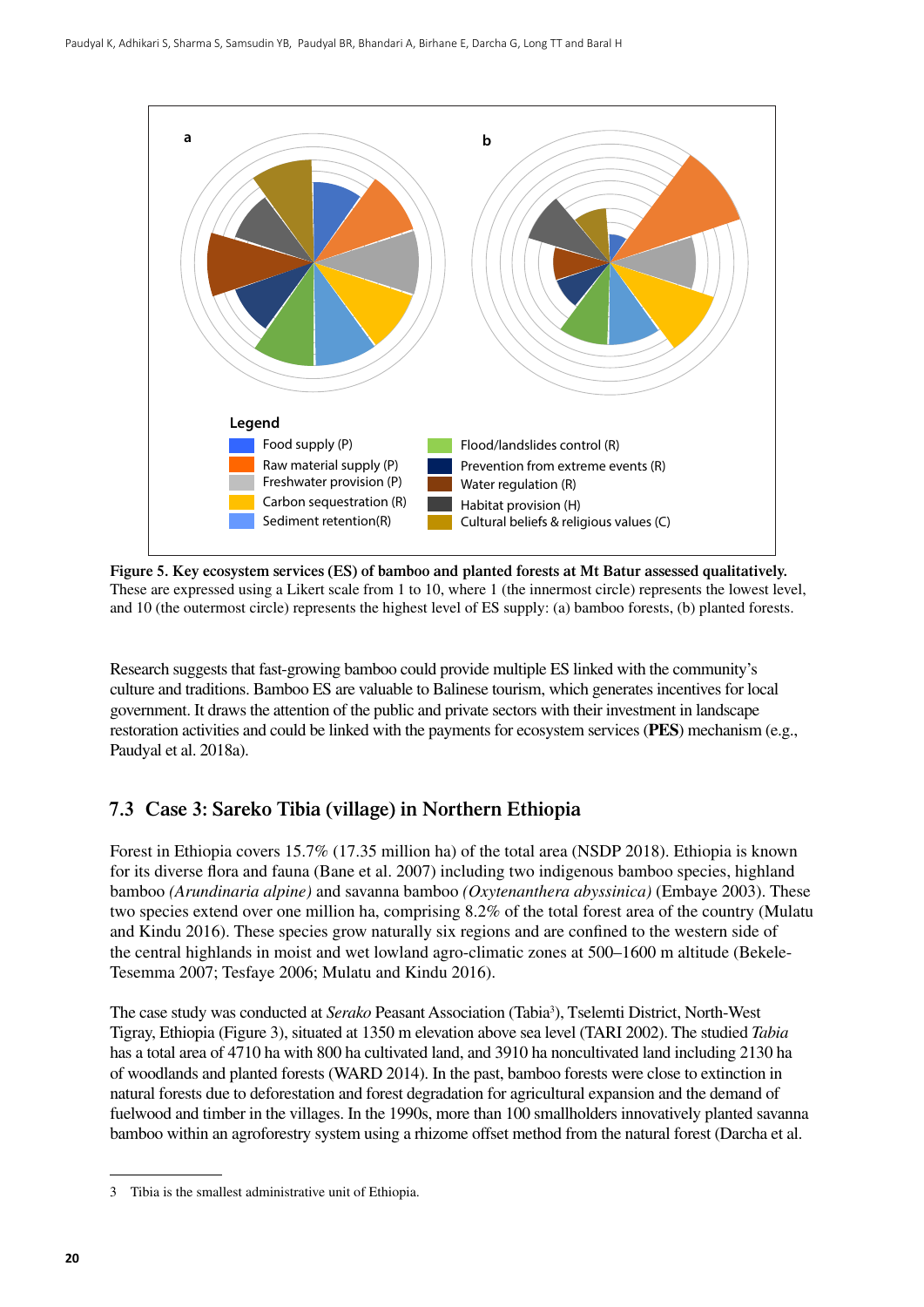Legend

- Food supply (P)
- Raw material supply (P)
- Freshwater provision (P)
- Carbon sequestration (R)
- Sediment retention(R)
- Flood/landslides control (R)
- Prevention from extreme events (R)
- Water regulation (R)
- Habitat provision (H)
- Cultural beliefs & religious values (C)

**Figure 5. Key ecosystem services (ES) of bamboo and planted forests at Mt Batur assessed qualitatively.** These are expressed using a Likert scale from 1 to 10, where 1 (the innermost circle) represents the lowest level, and 10 (the outermost circle) represents the highest level of ES supply: (a) bamboo forests, (b) planted forests.

Research suggests that fast-growing bamboo could provide multiple ES linked with the community's culture and traditions. Bamboo ES are valuable to Balinese tourism, which generates incentives for local government. It draws the attention of the public and private sectors with their investment in landscape restoration activities and could be linked with the payments for ecosystem services (**PES**) mechanism (e.g., Paudyal et al. 2018a).

## 7.3 Case 3: Sareko Tibia (village) in Northern Ethiopia

Forest in Ethiopia covers 15.7% (17.35 million ha) of the total area (NSDP 2018). Ethiopia is known for its diverse flora and fauna (Bane et al. 2007) including two indigenous bamboo species, highland bamboo *(Arundinaria alpine)* and savanna bamboo *(Oxytenanthera abyssinica)* (Embaye 2003). These two species extend over one million ha, comprising 8.2% of the total forest area of the country (Mulatu and Kindu 2016). These species grow naturally six regions and are confined to the western side of the central highlands in moist and wet lowland agro-climatic zones at 500–1600 m altitude (Bekele-Tesemma 2007; Tesfaye 2006; Mulatu and Kindu 2016).

The case study was conducted at *Serako* Peasant Association (Tabia[3]), Tselemti District, North-West Tigray, Ethiopia (Figure 3), situated at 1350 m elevation above sea level (TARI 2002). The studied *Tabia* has a total area of 4710 ha with 800 ha cultivated land, and 3910 ha noncultivated land including 2130 ha of woodlands and planted forests (WARD 2014). In the past, bamboo forests were close to extinction in natural forests due to deforestation and forest degradation for agricultural expansion and the demand of fuelwood and timber in the villages. In the 1990s, more than 100 smallholders innovatively planted savanna bamboo within an agroforestry system using a rhizome offset method from the natural forest (Darcha et al.

3 Tibia is the smallest administrative unit of Ethiopia.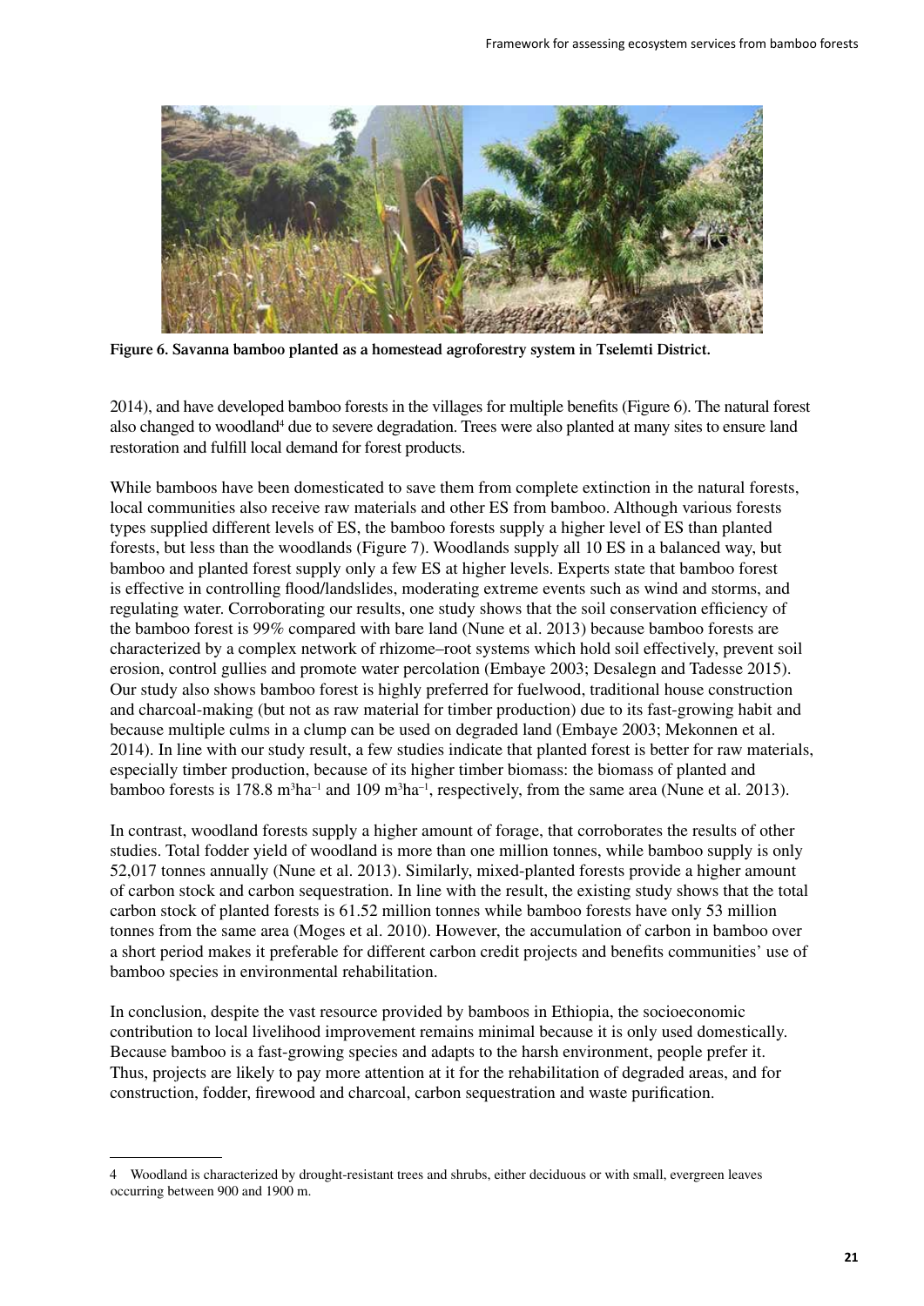**Figure 6. Savanna bamboo planted as a homestead agroforestry system in Tselemti District.**

2014), and have developed bamboo forests in the villages for multiple benefits (Figure 6). The natural forest also changed to woodland[4] due to severe degradation. Trees were also planted at many sites to ensure land restoration and fulfill local demand for forest products.

While bamboos have been domesticated to save them from complete extinction in the natural forests, local communities also receive raw materials and other ES from bamboo. Although various forests types supplied different levels of ES, the bamboo forests supply a higher level of ES than planted forests, but less than the woodlands (Figure 7). Woodlands supply all 10 ES in a balanced way, but bamboo and planted forest supply only a few ES at higher levels. Experts state that bamboo forest is effective in controlling flood/landslides, moderating extreme events such as wind and storms, and regulating water. Corroborating our results, one study shows that the soil conservation efficiency of the bamboo forest is 99% compared with bare land (Nune et al. 2013) because bamboo forests are characterized by a complex network of rhizome–root systems which hold soil effectively, prevent soil erosion, control gullies and promote water percolation (Embaye 2003; Desalegn and Tadesse 2015). Our study also shows bamboo forest is highly preferred for fuelwood, traditional house construction and charcoal-making (but not as raw material for timber production) due to its fast-growing habit and because multiple culms in a clump can be used on degraded land (Embaye 2003; Mekonnen et al. 2014). In line with our study result, a few studies indicate that planted forest is better for raw materials, especially timber production, because of its higher timber biomass: the biomass of planted and bamboo forests is 178.8 $m^3ha^{-1}$ and 109 $m^3ha^{-1}$, respectively, from the same area (Nune et al. 2013).

In contrast, woodland forests supply a higher amount of forage, that corroborates the results of other studies. Total fodder yield of woodland is more than one million tonnes, while bamboo supply is only 52,017 tonnes annually (Nune et al. 2013). Similarly, mixed-planted forests provide a higher amount of carbon stock and carbon sequestration. In line with the result, the existing study shows that the total carbon stock of planted forests is 61.52 million tonnes while bamboo forests have only 53 million tonnes from the same area (Moges et al. 2010). However, the accumulation of carbon in bamboo over a short period makes it preferable for different carbon credit projects and benefits communities' use of bamboo species in environmental rehabilitation.

In conclusion, despite the vast resource provided by bamboos in Ethiopia, the socioeconomic contribution to local livelihood improvement remains minimal because it is only used domestically. Because bamboo is a fast-growing species and adapts to the harsh environment, people prefer it. Thus, projects are likely to pay more attention at it for the rehabilitation of degraded areas, and for construction, fodder, firewood and charcoal, carbon sequestration and waste purification.

---

4 Woodland is characterized by drought-resistant trees and shrubs, either deciduous or with small, evergreen leaves occurring between 900 and 1900 m.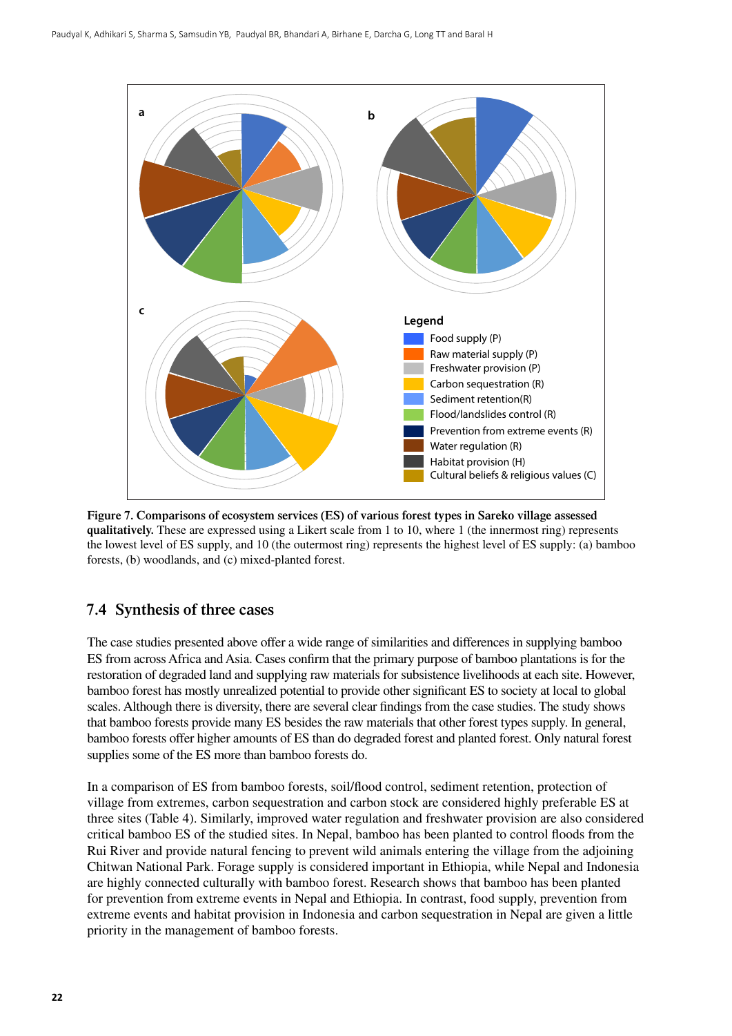Legend

- Food supply (P)
- Raw material supply (P)
- Freshwater provision (P)
- Carbon sequestration (R)
- Sediment retention(R)
- Flood/landslides control (R)
- Prevention from extreme events (R)
- Water regulation (R)
- Habitat provision (H)
- Cultural beliefs & religious values (C)

**Figure 7. Comparisons of ecosystem services (ES) of various forest types in Sareko village assessed qualitatively.** These are expressed using a Likert scale from 1 to 10, where 1 (the innermost ring) represents the lowest level of ES supply, and 10 (the outermost ring) represents the highest level of ES supply: (a) bamboo forests, (b) woodlands, and (c) mixed-planted forest.

## 7.4 Synthesis of three cases

The case studies presented above offer a wide range of similarities and differences in supplying bamboo ES from across Africa and Asia. Cases confirm that the primary purpose of bamboo plantations is for the restoration of degraded land and supplying raw materials for subsistence livelihoods at each site. However, bamboo forest has mostly unrealized potential to provide other significant ES to society at local to global scales. Although there is diversity, there are several clear findings from the case studies. The study shows that bamboo forests provide many ES besides the raw materials that other forest types supply. In general, bamboo forests offer higher amounts of ES than do degraded forest and planted forest. Only natural forest supplies some of the ES more than bamboo forests do.

In a comparison of ES from bamboo forests, soil/flood control, sediment retention, protection of village from extremes, carbon sequestration and carbon stock are considered highly preferable ES at three sites (Table 4). Similarly, improved water regulation and freshwater provision are also considered critical bamboo ES of the studied sites. In Nepal, bamboo has been planted to control floods from the Rui River and provide natural fencing to prevent wild animals entering the village from the adjoining Chitwan National Park. Forage supply is considered important in Ethiopia, while Nepal and Indonesia are highly connected culturally with bamboo forest. Research shows that bamboo has been planted for prevention from extreme events in Nepal and Ethiopia. In contrast, food supply, prevention from extreme events and habitat provision in Indonesia and carbon sequestration in Nepal are given a little priority in the management of bamboo forests.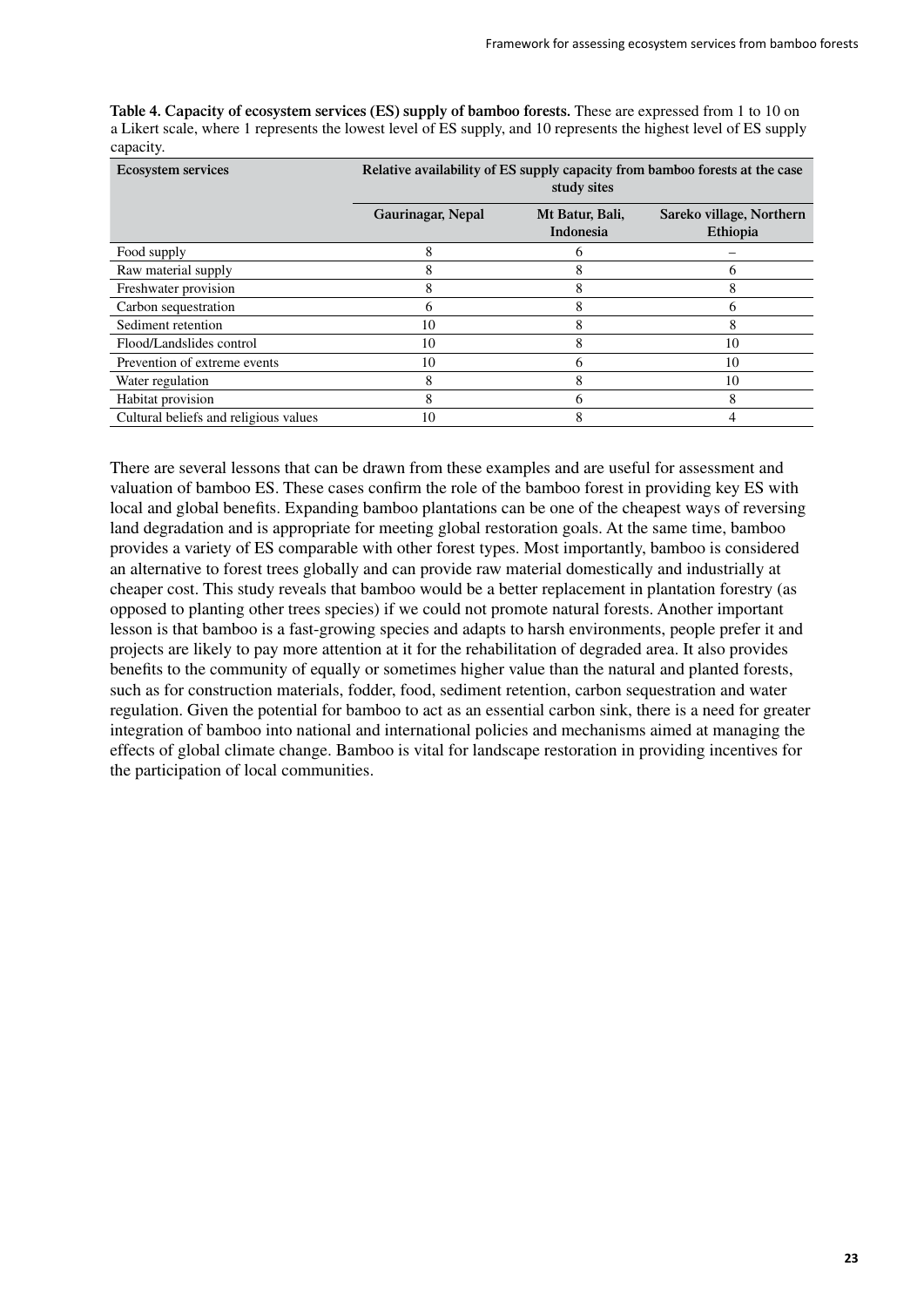**Table 4. Capacity of ecosystem services (ES) supply of bamboo forests.** These are expressed from 1 to 10 on a Likert scale, where 1 represents the lowest level of ES supply, and 10 represents the highest level of ES supply capacity.

| Ecosystem services | Relative availability of ES supply capacity from bamboo forests at the case study sites | | |
|---|---|---|---|
| | Gaurinagar, Nepal | Mt Batur, Bali, Indonesia | Sareko village, Northern Ethiopia |
| Food supply | 8 | 6 | – |
| Raw material supply | 8 | 8 | 6 |
| Freshwater provision | 8 | 8 | 8 |
| Carbon sequestration | 6 | 8 | 6 |
| Sediment retention | 10 | 8 | 8 |
| Flood/Landslides control | 10 | 8 | 10 |
| Prevention of extreme events | 10 | 6 | 10 |
| Water regulation | 8 | 8 | 10 |
| Habitat provision | 8 | 6 | 8 |
| Cultural beliefs and religious values | 10 | 8 | 4 |

There are several lessons that can be drawn from these examples and are useful for assessment and valuation of bamboo ES. These cases confirm the role of the bamboo forest in providing key ES with local and global benefits. Expanding bamboo plantations can be one of the cheapest ways of reversing land degradation and is appropriate for meeting global restoration goals. At the same time, bamboo provides a variety of ES comparable with other forest types. Most importantly, bamboo is considered an alternative to forest trees globally and can provide raw material domestically and industrially at cheaper cost. This study reveals that bamboo would be a better replacement in plantation forestry (as opposed to planting other trees species) if we could not promote natural forests. Another important lesson is that bamboo is a fast-growing species and adapts to harsh environments, people prefer it and projects are likely to pay more attention at it for the rehabilitation of degraded area. It also provides benefits to the community of equally or sometimes higher value than the natural and planted forests, such as for construction materials, fodder, food, sediment retention, carbon sequestration and water regulation. Given the potential for bamboo to act as an essential carbon sink, there is a need for greater integration of bamboo into national and international policies and mechanisms aimed at managing the effects of global climate change. Bamboo is vital for landscape restoration in providing incentives for the participation of local communities.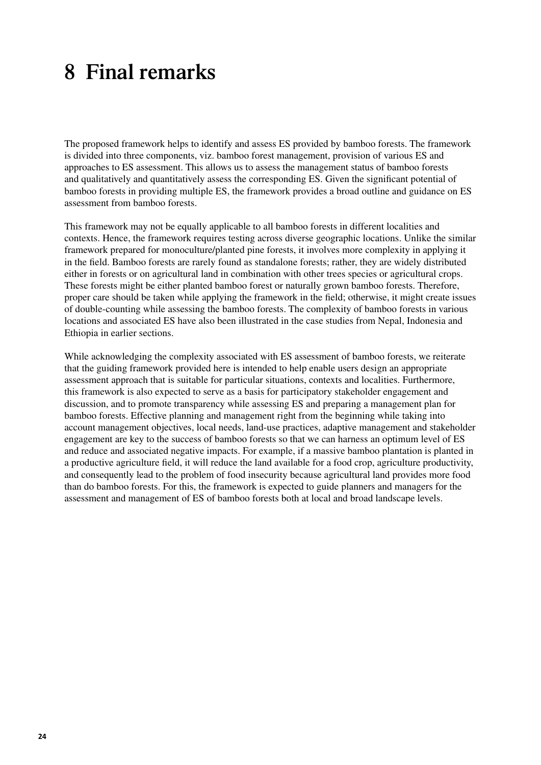# 8 Final remarks

The proposed framework helps to identify and assess ES provided by bamboo forests. The framework is divided into three components, viz. bamboo forest management, provision of various ES and approaches to ES assessment. This allows us to assess the management status of bamboo forests and qualitatively and quantitatively assess the corresponding ES. Given the significant potential of bamboo forests in providing multiple ES, the framework provides a broad outline and guidance on ES assessment from bamboo forests.

This framework may not be equally applicable to all bamboo forests in different localities and contexts. Hence, the framework requires testing across diverse geographic locations. Unlike the similar framework prepared for monoculture/planted pine forests, it involves more complexity in applying it in the field. Bamboo forests are rarely found as standalone forests; rather, they are widely distributed either in forests or on agricultural land in combination with other trees species or agricultural crops. These forests might be either planted bamboo forest or naturally grown bamboo forests. Therefore, proper care should be taken while applying the framework in the field; otherwise, it might create issues of double-counting while assessing the bamboo forests. The complexity of bamboo forests in various locations and associated ES have also been illustrated in the case studies from Nepal, Indonesia and Ethiopia in earlier sections.

While acknowledging the complexity associated with ES assessment of bamboo forests, we reiterate that the guiding framework provided here is intended to help enable users design an appropriate assessment approach that is suitable for particular situations, contexts and localities. Furthermore, this framework is also expected to serve as a basis for participatory stakeholder engagement and discussion, and to promote transparency while assessing ES and preparing a management plan for bamboo forests. Effective planning and management right from the beginning while taking into account management objectives, local needs, land-use practices, adaptive management and stakeholder engagement are key to the success of bamboo forests so that we can harness an optimum level of ES and reduce and associated negative impacts. For example, if a massive bamboo plantation is planted in a productive agriculture field, it will reduce the land available for a food crop, agriculture productivity, and consequently lead to the problem of food insecurity because agricultural land provides more food than do bamboo forests. For this, the framework is expected to guide planners and managers for the assessment and management of ES of bamboo forests both at local and broad landscape levels.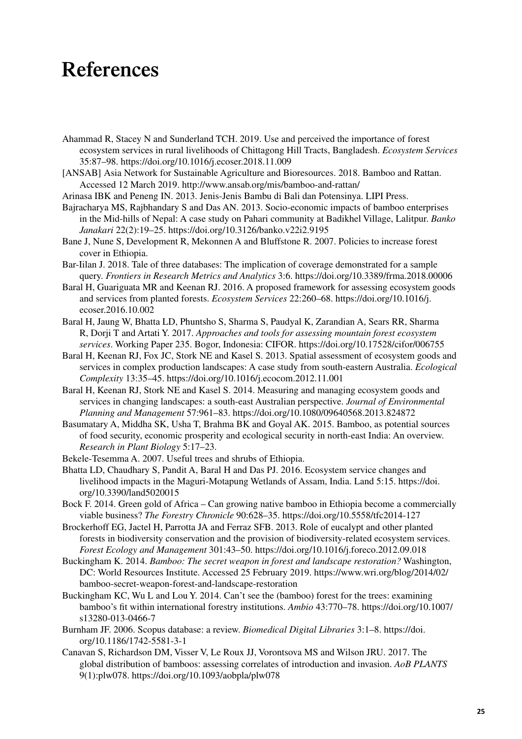# References

Ahammad R, Stacey N and Sunderland TCH. 2019. Use and perceived the importance of forest ecosystem services in rural livelihoods of Chittagong Hill Tracts, Bangladesh. *Ecosystem Services* 35:87–98. https://doi.org/10.1016/j.ecoser.2018.11.009

[ANSAB] Asia Network for Sustainable Agriculture and Bioresources. 2018. Bamboo and Rattan. Accessed 12 March 2019. http://www.ansab.org/mis/bamboo-and-rattan/

Arinasa IBK and Peneng IN. 2013. Jenis-Jenis Bambu di Bali dan Potensinya. LIPI Press.

Bajracharya MS, Rajbhandary S and Das AN. 2013. Socio-economic impacts of bamboo enterprises in the Mid-hills of Nepal: A case study on Pahari community at Badikhel Village, Lalitpur. *Banko Janakari* 22(2):19–25. https://doi.org/10.3126/banko.v22i2.9195

Bane J, Nune S, Development R, Mekonnen A and Bluffstone R. 2007. Policies to increase forest cover in Ethiopia.

Bar-Ilan J. 2018. Tale of three databases: The implication of coverage demonstrated for a sample query. *Frontiers in Research Metrics and Analytics* 3:6. https://doi.org/10.3389/frma.2018.00006

Baral H, Guariguata MR and Keenan RJ. 2016. A proposed framework for assessing ecosystem goods and services from planted forests. *Ecosystem Services* 22:260–68. https://doi.org/10.1016/j.ecoser.2016.10.002

Baral H, Jaung W, Bhatta LD, Phuntsho S, Sharma S, Paudyal K, Zarandian A, Sears RR, Sharma R, Dorji T and Artati Y. 2017. *Approaches and tools for assessing mountain forest ecosystem services*. Working Paper 235. Bogor, Indonesia: CIFOR. https://doi.org/10.17528/cifor/006755

Baral H, Keenan RJ, Fox JC, Stork NE and Kasel S. 2013. Spatial assessment of ecosystem goods and services in complex production landscapes: A case study from south-eastern Australia. *Ecological Complexity* 13:35–45. https://doi.org/10.1016/j.ecocom.2012.11.001

Baral H, Keenan RJ, Stork NE and Kasel S. 2014. Measuring and managing ecosystem goods and services in changing landscapes: a south-east Australian perspective. *Journal of Environmental Planning and Management* 57:961–83. https://doi.org/10.1080/09640568.2013.824872

Basumatary A, Middha SK, Usha T, Brahma BK and Goyal AK. 2015. Bamboo, as potential sources of food security, economic prosperity and ecological security in north-east India: An overview. *Research in Plant Biology* 5:17–23.

Bekele-Tesemma A. 2007. Useful trees and shrubs of Ethiopia.

Bhatta LD, Chaudhary S, Pandit A, Baral H and Das PJ. 2016. Ecosystem service changes and livelihood impacts in the Maguri-Motapung Wetlands of Assam, India. Land 5:15. https://doi.org/10.3390/land5020015

Bock F. 2014. Green gold of Africa – Can growing native bamboo in Ethiopia become a commercially viable business? *The Forestry Chronicle* 90:628–35. https://doi.org/10.5558/tfc2014-127

Brockerhoff EG, Jactel H, Parrotta JA and Ferraz SFB. 2013. Role of eucalypt and other planted forests in biodiversity conservation and the provision of biodiversity-related ecosystem services. *Forest Ecology and Management* 301:43–50. https://doi.org/10.1016/j.foreco.2012.09.018

Buckingham K. 2014. *Bamboo: The secret weapon in forest and landscape restoration?* Washington, DC: World Resources Institute. Accessed 25 February 2019. https://www.wri.org/blog/2014/02/bamboo-secret-weapon-forest-and-landscape-restoration

Buckingham KC, Wu L and Lou Y. 2014. Can't see the (bamboo) forest for the trees: examining bamboo's fit within international forestry institutions. *Ambio* 43:770–78. https://doi.org/10.1007/s13280-013-0466-7

Burnham JF. 2006. Scopus database: a review. *Biomedical Digital Libraries* 3:1–8. https://doi.org/10.1186/1742-5581-3-1

Canavan S, Richardson DM, Visser V, Le Roux JJ, Vorontsova MS and Wilson JRU. 2017. The global distribution of bamboos: assessing correlates of introduction and invasion. *AoB PLANTS* 9(1):plw078. https://doi.org/10.1093/aobpla/plw078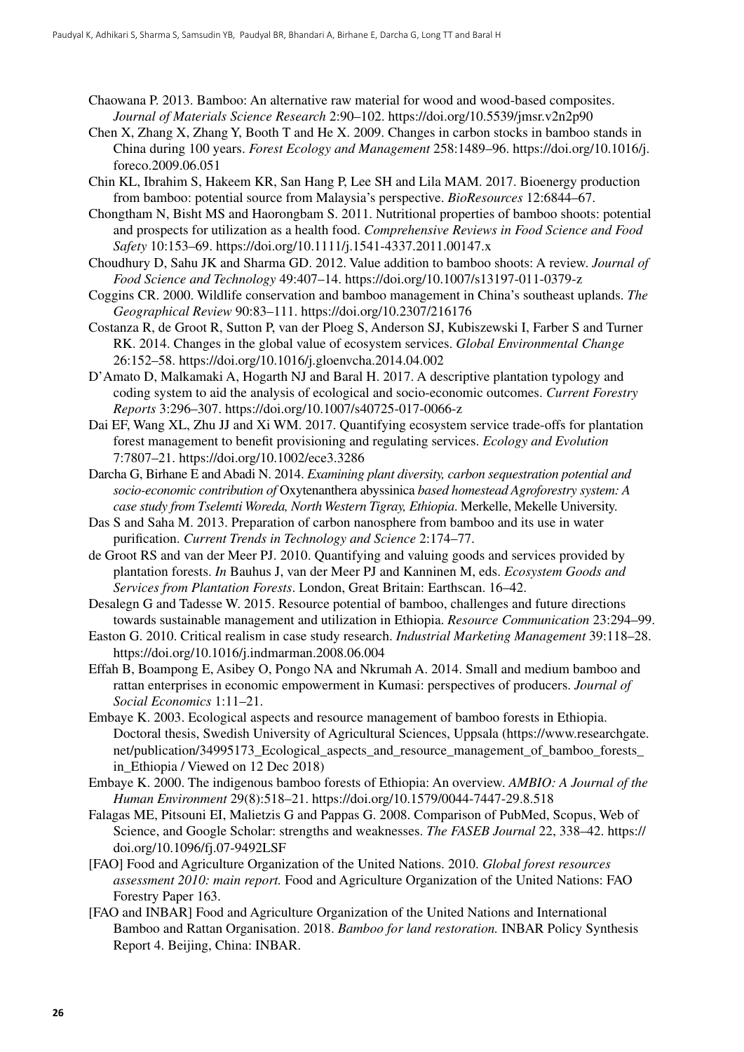Chaowana P. 2013. Bamboo: An alternative raw material for wood and wood-based composites. *Journal of Materials Science Research* 2:90–102. https://doi.org/10.5539/jmsr.v2n2p90

Chen X, Zhang X, Zhang Y, Booth T and He X. 2009. Changes in carbon stocks in bamboo stands in China during 100 years. *Forest Ecology and Management* 258:1489–96. https://doi.org/10.1016/j.foreco.2009.06.051

Chin KL, Ibrahim S, Hakeem KR, San Hang P, Lee SH and Lila MAM. 2017. Bioenergy production from bamboo: potential source from Malaysia's perspective. *BioResources* 12:6844–67.

Chongtham N, Bisht MS and Haorongbam S. 2011. Nutritional properties of bamboo shoots: potential and prospects for utilization as a health food. *Comprehensive Reviews in Food Science and Food Safety* 10:153–69. https://doi.org/10.1111/j.1541-4337.2011.00147.x

Choudhury D, Sahu JK and Sharma GD. 2012. Value addition to bamboo shoots: A review. *Journal of Food Science and Technology* 49:407–14. https://doi.org/10.1007/s13197-011-0379-z

Coggins CR. 2000. Wildlife conservation and bamboo management in China's southeast uplands. *The Geographical Review* 90:83–111. https://doi.org/10.2307/216176

Costanza R, de Groot R, Sutton P, van der Ploeg S, Anderson SJ, Kubiszewski I, Farber S and Turner RK. 2014. Changes in the global value of ecosystem services. *Global Environmental Change* 26:152–58. https://doi.org/10.1016/j.gloenvcha.2014.04.002

D'Amato D, Malkamaki A, Hogarth NJ and Baral H. 2017. A descriptive plantation typology and coding system to aid the analysis of ecological and socio-economic outcomes. *Current Forestry Reports* 3:296–307. https://doi.org/10.1007/s40725-017-0066-z

Dai EF, Wang XL, Zhu JJ and Xi WM. 2017. Quantifying ecosystem service trade-offs for plantation forest management to benefit provisioning and regulating services. *Ecology and Evolution* 7:7807–21. https://doi.org/10.1002/ece3.3286

Darcha G, Birhane E and Abadi N. 2014. *Examining plant diversity, carbon sequestration potential and socio-economic contribution of* Oxytenanthera abyssinica *based homestead Agroforestry system: A case study from Tselemti Woreda, North Western Tigray, Ethiopia*. Merkelle, Mekelle University.

Das S and Saha M. 2013. Preparation of carbon nanosphere from bamboo and its use in water purification. *Current Trends in Technology and Science* 2:174–77.

de Groot RS and van der Meer PJ. 2010. Quantifying and valuing goods and services provided by plantation forests. *In* Bauhus J, van der Meer PJ and Kanninen M, eds. *Ecosystem Goods and Services from Plantation Forests*. London, Great Britain: Earthscan. 16–42.

Desalegn G and Tadesse W. 2015. Resource potential of bamboo, challenges and future directions towards sustainable management and utilization in Ethiopia. *Resource Communication* 23:294–99.

Easton G. 2010. Critical realism in case study research. *Industrial Marketing Management* 39:118–28. https://doi.org/10.1016/j.indmarman.2008.06.004

Effah B, Boampong E, Asibey O, Pongo NA and Nkrumah A. 2014. Small and medium bamboo and rattan enterprises in economic empowerment in Kumasi: perspectives of producers. *Journal of Social Economics* 1:11–21.

Embaye K. 2003. Ecological aspects and resource management of bamboo forests in Ethiopia. Doctoral thesis, Swedish University of Agricultural Sciences, Uppsala (https://www.researchgate.net/publication/34995173_Ecological_aspects_and_resource_management_of_bamboo_forests_in_Ethiopia / Viewed on 12 Dec 2018)

Embaye K. 2000. The indigenous bamboo forests of Ethiopia: An overview. *AMBIO: A Journal of the Human Environment* 29(8):518–21. https://doi.org/10.1579/0044-7447-29.8.518

Falagas ME, Pitsouni EI, Malietzis G and Pappas G. 2008. Comparison of PubMed, Scopus, Web of Science, and Google Scholar: strengths and weaknesses. *The FASEB Journal* 22, 338–42. https://doi.org/10.1096/fj.07-9492LSF

[FAO] Food and Agriculture Organization of the United Nations. 2010. *Global forest resources assessment 2010: main report.* Food and Agriculture Organization of the United Nations: FAO Forestry Paper 163.

[FAO and INBAR] Food and Agriculture Organization of the United Nations and International Bamboo and Rattan Organisation. 2018. *Bamboo for land restoration.* INBAR Policy Synthesis Report 4. Beijing, China: INBAR.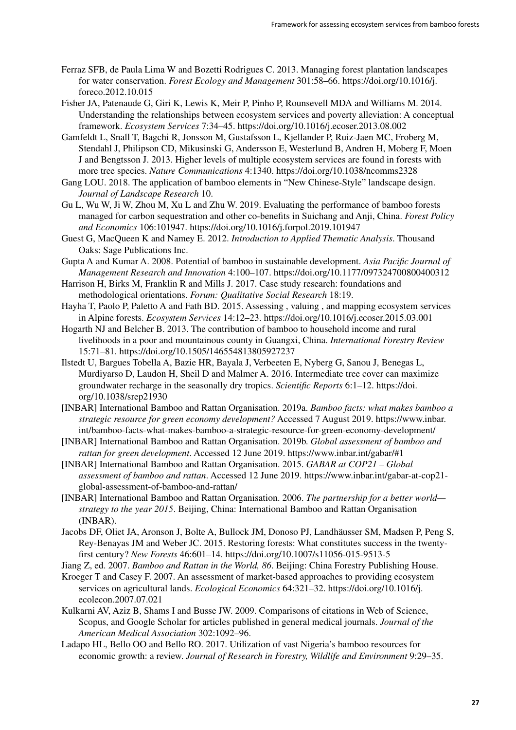Ferraz SFB, de Paula Lima W and Bozetti Rodrigues C. 2013. Managing forest plantation landscapes for water conservation. *Forest Ecology and Management* 301:58–66. https://doi.org/10.1016/j.foreco.2012.10.015

Fisher JA, Patenaude G, Giri K, Lewis K, Meir P, Pinho P, Rounsevell MDA and Williams M. 2014. Understanding the relationships between ecosystem services and poverty alleviation: A conceptual framework. *Ecosystem Services* 7:34–45. https://doi.org/10.1016/j.ecoser.2013.08.002

Gamfeldt L, Snall T, Bagchi R, Jonsson M, Gustafsson L, Kjellander P, Ruiz-Jaen MC, Froberg M, Stendahl J, Philipson CD, Mikusinski G, Andersson E, Westerlund B, Andren H, Moberg F, Moen J and Bengtsson J. 2013. Higher levels of multiple ecosystem services are found in forests with more tree species. *Nature Communications* 4:1340. https://doi.org/10.1038/ncomms2328

Gang LOU. 2018. The application of bamboo elements in "New Chinese-Style" landscape design. *Journal of Landscape Research* 10.

Gu L, Wu W, Ji W, Zhou M, Xu L and Zhu W. 2019. Evaluating the performance of bamboo forests managed for carbon sequestration and other co-benefits in Suichang and Anji, China. *Forest Policy and Economics* 106:101947. https://doi.org/10.1016/j.forpol.2019.101947

Guest G, MacQueen K and Namey E. 2012. *Introduction to Applied Thematic Analysis*. Thousand Oaks: Sage Publications Inc.

Gupta A and Kumar A. 2008. Potential of bamboo in sustainable development. *Asia Pacific Journal of Management Research and Innovation* 4:100–107. https://doi.org/10.1177/097324700800400312

Harrison H, Birks M, Franklin R and Mills J. 2017. Case study research: foundations and methodological orientations. *Forum: Qualitative Social Research* 18:19.

Hayha T, Paolo P, Paletto A and Fath BD. 2015. Assessing , valuing , and mapping ecosystem services in Alpine forests. *Ecosystem Services* 14:12–23. https://doi.org/10.1016/j.ecoser.2015.03.001

Hogarth NJ and Belcher B. 2013. The contribution of bamboo to household income and rural livelihoods in a poor and mountainous county in Guangxi, China. *International Forestry Review* 15:71–81. https://doi.org/10.1505/146554813805927237

Ilstedt U, Bargues Tobella A, Bazie HR, Bayala J, Verbeeten E, Nyberg G, Sanou J, Benegas L, Murdiyarso D, Laudon H, Sheil D and Malmer A. 2016. Intermediate tree cover can maximize groundwater recharge in the seasonally dry tropics. *Scientific Reports* 6:1–12. https://doi.org/10.1038/srep21930

[INBAR] International Bamboo and Rattan Organisation. 2019a. *Bamboo facts: what makes bamboo a strategic resource for green economy development?* Accessed 7 August 2019. https://www.inbar.int/bamboo-facts-what-makes-bamboo-a-strategic-resource-for-green-economy-development/

[INBAR] International Bamboo and Rattan Organisation. 2019b. *Global assessment of bamboo and rattan for green development*. Accessed 12 June 2019. https://www.inbar.int/gabar/#1

[INBAR] International Bamboo and Rattan Organisation. 2015. *GABAR at COP21 – Global assessment of bamboo and rattan*. Accessed 12 June 2019. https://www.inbar.int/gabar-at-cop21-global-assessment-of-bamboo-and-rattan/

[INBAR] International Bamboo and Rattan Organisation. 2006. *The partnership for a better world—strategy to the year 2015*. Beijing, China: International Bamboo and Rattan Organisation (INBAR).

Jacobs DF, Oliet JA, Aronson J, Bolte A, Bullock JM, Donoso PJ, Landhäusser SM, Madsen P, Peng S, Rey-Benayas JM and Weber JC. 2015. Restoring forests: What constitutes success in the twenty-first century? *New Forests* 46:601–14. https://doi.org/10.1007/s11056-015-9513-5

Jiang Z, ed. 2007. *Bamboo and Rattan in the World, 86*. Beijing: China Forestry Publishing House.

Kroeger T and Casey F. 2007. An assessment of market-based approaches to providing ecosystem services on agricultural lands. *Ecological Economics* 64:321–32. https://doi.org/10.1016/j.ecolecon.2007.07.021

Kulkarni AV, Aziz B, Shams I and Busse JW. 2009. Comparisons of citations in Web of Science, Scopus, and Google Scholar for articles published in general medical journals. *Journal of the American Medical Association* 302:1092–96.

Ladapo HL, Bello OO and Bello RO. 2017. Utilization of vast Nigeria's bamboo resources for economic growth: a review. *Journal of Research in Forestry, Wildlife and Environment* 9:29–35.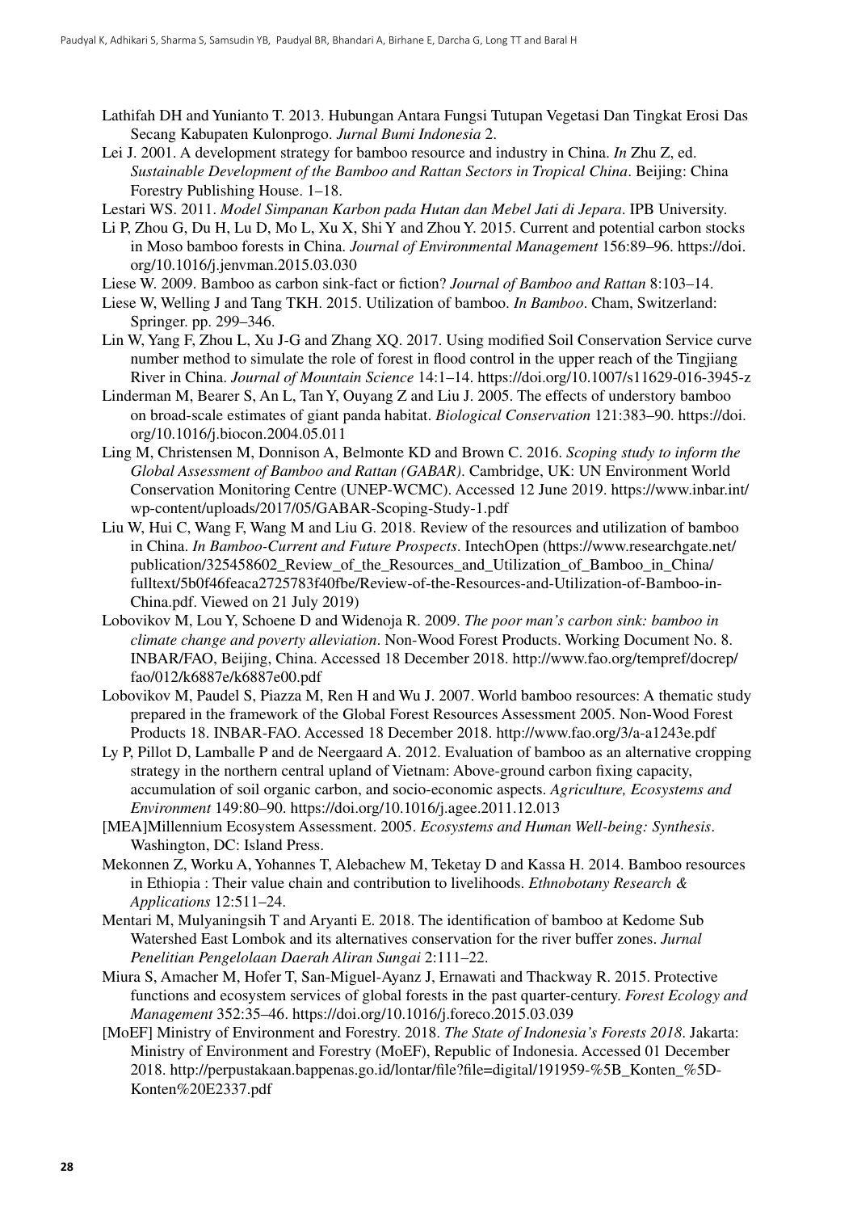Lathifah DH and Yunianto T. 2013. Hubungan Antara Fungsi Tutupan Vegetasi Dan Tingkat Erosi Das Secang Kabupaten Kulonprogo. *Jurnal Bumi Indonesia* 2.

Lei J. 2001. A development strategy for bamboo resource and industry in China. *In* Zhu Z, ed. *Sustainable Development of the Bamboo and Rattan Sectors in Tropical China*. Beijing: China Forestry Publishing House. 1–18.

Lestari WS. 2011. *Model Simpanan Karbon pada Hutan dan Mebel Jati di Jepara*. IPB University.

Li P, Zhou G, Du H, Lu D, Mo L, Xu X, Shi Y and Zhou Y. 2015. Current and potential carbon stocks in Moso bamboo forests in China. *Journal of Environmental Management* 156:89–96. https://doi.org/10.1016/j.jenvman.2015.03.030

Liese W. 2009. Bamboo as carbon sink-fact or fiction? *Journal of Bamboo and Rattan* 8:103–14.

Liese W, Welling J and Tang TKH. 2015. Utilization of bamboo. *In Bamboo*. Cham, Switzerland: Springer. pp. 299–346.

Lin W, Yang F, Zhou L, Xu J-G and Zhang XQ. 2017. Using modified Soil Conservation Service curve number method to simulate the role of forest in flood control in the upper reach of the Tingjiang River in China. *Journal of Mountain Science* 14:1–14. https://doi.org/10.1007/s11629-016-3945-z

Linderman M, Bearer S, An L, Tan Y, Ouyang Z and Liu J. 2005. The effects of understory bamboo on broad-scale estimates of giant panda habitat. *Biological Conservation* 121:383–90. https://doi.org/10.1016/j.biocon.2004.05.011

Ling M, Christensen M, Donnison A, Belmonte KD and Brown C. 2016. *Scoping study to inform the Global Assessment of Bamboo and Rattan (GABAR)*. Cambridge, UK: UN Environment World Conservation Monitoring Centre (UNEP-WCMC). Accessed 12 June 2019. https://www.inbar.int/wp-content/uploads/2017/05/GABAR-Scoping-Study-1.pdf

Liu W, Hui C, Wang F, Wang M and Liu G. 2018. Review of the resources and utilization of bamboo in China. *In Bamboo-Current and Future Prospects*. IntechOpen (https://www.researchgate.net/publication/325458602_Review_of_the_Resources_and_Utilization_of_Bamboo_in_China/fulltext/5b0f46feaca2725783f40fbe/Review-of-the-Resources-and-Utilization-of-Bamboo-in-China.pdf. Viewed on 21 July 2019)

Lobovikov M, Lou Y, Schoene D and Widenoja R. 2009. *The poor man's carbon sink: bamboo in climate change and poverty alleviation*. Non-Wood Forest Products. Working Document No. 8. INBAR/FAO, Beijing, China. Accessed 18 December 2018. http://www.fao.org/tempref/docrep/fao/012/k6887e/k6887e00.pdf

Lobovikov M, Paudel S, Piazza M, Ren H and Wu J. 2007. World bamboo resources: A thematic study prepared in the framework of the Global Forest Resources Assessment 2005. Non-Wood Forest Products 18. INBAR-FAO. Accessed 18 December 2018. http://www.fao.org/3/a-a1243e.pdf

Ly P, Pillot D, Lamballe P and de Neergaard A. 2012. Evaluation of bamboo as an alternative cropping strategy in the northern central upland of Vietnam: Above-ground carbon fixing capacity, accumulation of soil organic carbon, and socio-economic aspects. *Agriculture, Ecosystems and Environment* 149:80–90. https://doi.org/10.1016/j.agee.2011.12.013

[MEA]Millennium Ecosystem Assessment. 2005. *Ecosystems and Human Well-being: Synthesis*. Washington, DC: Island Press.

Mekonnen Z, Worku A, Yohannes T, Alebachew M, Teketay D and Kassa H. 2014. Bamboo resources in Ethiopia : Their value chain and contribution to livelihoods. *Ethnobotany Research & Applications* 12:511–24.

Mentari M, Mulyaningsih T and Aryanti E. 2018. The identification of bamboo at Kedome Sub Watershed East Lombok and its alternatives conservation for the river buffer zones. *Jurnal Penelitian Pengelolaan Daerah Aliran Sungai* 2:111–22.

Miura S, Amacher M, Hofer T, San-Miguel-Ayanz J, Ernawati and Thackway R. 2015. Protective functions and ecosystem services of global forests in the past quarter-century. *Forest Ecology and Management* 352:35–46. https://doi.org/10.1016/j.foreco.2015.03.039

[MoEF] Ministry of Environment and Forestry. 2018. *The State of Indonesia's Forests 2018*. Jakarta: Ministry of Environment and Forestry (MoEF), Republic of Indonesia. Accessed 01 December 2018. http://perpustakaan.bappenas.go.id/lontar/file?file=digital/191959-%5B_Konten_%5D-Konten%20E2337.pdf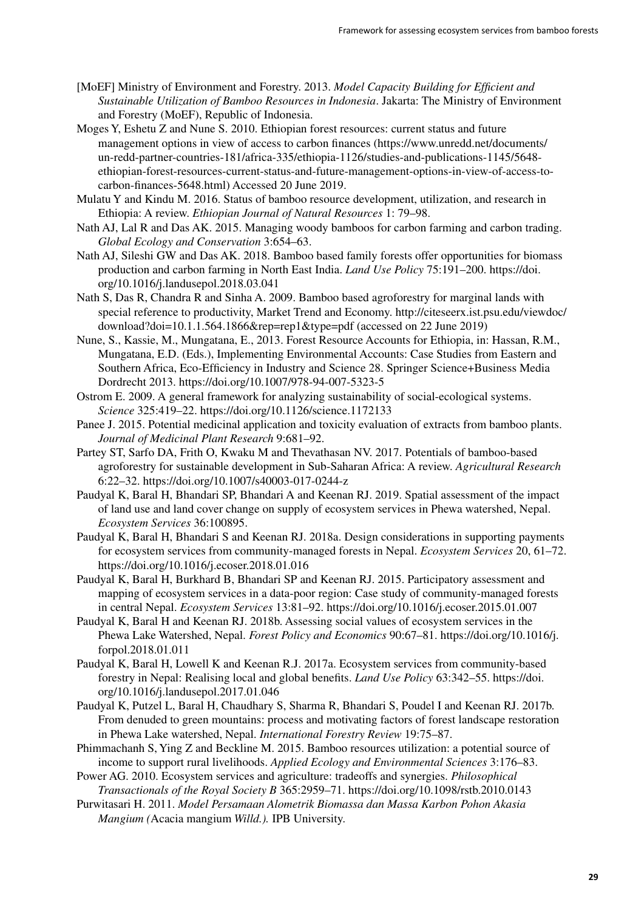[MoEF] Ministry of Environment and Forestry. 2013. *Model Capacity Building for Efficient and Sustainable Utilization of Bamboo Resources in Indonesia*. Jakarta: The Ministry of Environment and Forestry (MoEF), Republic of Indonesia.

Moges Y, Eshetu Z and Nune S. 2010. Ethiopian forest resources: current status and future management options in view of access to carbon finances (https://www.unredd.net/documents/un-redd-partner-countries-181/africa-335/ethiopia-1126/studies-and-publications-1145/5648-ethiopian-forest-resources-current-status-and-future-management-options-in-view-of-access-to-carbon-finances-5648.html) Accessed 20 June 2019.

Mulatu Y and Kindu M. 2016. Status of bamboo resource development, utilization, and research in Ethiopia: A review. *Ethiopian Journal of Natural Resources* 1: 79–98.

Nath AJ, Lal R and Das AK. 2015. Managing woody bamboos for carbon farming and carbon trading. *Global Ecology and Conservation* 3:654–63.

Nath AJ, Sileshi GW and Das AK. 2018. Bamboo based family forests offer opportunities for biomass production and carbon farming in North East India. *Land Use Policy* 75:191–200. https://doi.org/10.1016/j.landusepol.2018.03.041

Nath S, Das R, Chandra R and Sinha A. 2009. Bamboo based agroforestry for marginal lands with special reference to productivity, Market Trend and Economy. http://citeseerx.ist.psu.edu/viewdoc/download?doi=10.1.1.564.1866&rep=rep1&type=pdf (accessed on 22 June 2019)

Nune, S., Kassie, M., Mungatana, E., 2013. Forest Resource Accounts for Ethiopia, in: Hassan, R.M., Mungatana, E.D. (Eds.), Implementing Environmental Accounts: Case Studies from Eastern and Southern Africa, Eco-Efficiency in Industry and Science 28. Springer Science+Business Media Dordrecht 2013. https://doi.org/10.1007/978-94-007-5323-5

Ostrom E. 2009. A general framework for analyzing sustainability of social-ecological systems. *Science* 325:419–22. https://doi.org/10.1126/science.1172133

Panee J. 2015. Potential medicinal application and toxicity evaluation of extracts from bamboo plants. *Journal of Medicinal Plant Research* 9:681–92.

Partey ST, Sarfo DA, Frith O, Kwaku M and Thevathasan NV. 2017. Potentials of bamboo-based agroforestry for sustainable development in Sub-Saharan Africa: A review. *Agricultural Research* 6:22–32. https://doi.org/10.1007/s40003-017-0244-z

Paudyal K, Baral H, Bhandari SP, Bhandari A and Keenan RJ. 2019. Spatial assessment of the impact of land use and land cover change on supply of ecosystem services in Phewa watershed, Nepal. *Ecosystem Services* 36:100895.

Paudyal K, Baral H, Bhandari S and Keenan RJ. 2018a. Design considerations in supporting payments for ecosystem services from community-managed forests in Nepal. *Ecosystem Services* 20, 61–72. https://doi.org/10.1016/j.ecoser.2018.01.016

Paudyal K, Baral H, Burkhard B, Bhandari SP and Keenan RJ. 2015. Participatory assessment and mapping of ecosystem services in a data-poor region: Case study of community-managed forests in central Nepal. *Ecosystem Services* 13:81–92. https://doi.org/10.1016/j.ecoser.2015.01.007

Paudyal K, Baral H and Keenan RJ. 2018b. Assessing social values of ecosystem services in the Phewa Lake Watershed, Nepal. *Forest Policy and Economics* 90:67–81. https://doi.org/10.1016/j.forpol.2018.01.011

Paudyal K, Baral H, Lowell K and Keenan R.J. 2017a. Ecosystem services from community-based forestry in Nepal: Realising local and global benefits. *Land Use Policy* 63:342–55. https://doi.org/10.1016/j.landusepol.2017.01.046

Paudyal K, Putzel L, Baral H, Chaudhary S, Sharma R, Bhandari S, Poudel I and Keenan RJ. 2017b. From denuded to green mountains: process and motivating factors of forest landscape restoration in Phewa Lake watershed, Nepal. *International Forestry Review* 19:75–87.

Phimmachanh S, Ying Z and Beckline M. 2015. Bamboo resources utilization: a potential source of income to support rural livelihoods. *Applied Ecology and Environmental Sciences* 3:176–83.

Power AG. 2010. Ecosystem services and agriculture: tradeoffs and synergies. *Philosophical Transactionals of the Royal Society B* 365:2959–71. https://doi.org/10.1098/rstb.2010.0143

Purwitasari H. 2011. *Model Persamaan Alometrik Biomassa dan Massa Karbon Pohon Akasia Mangium (*Acacia mangium *Willd.).* IPB University.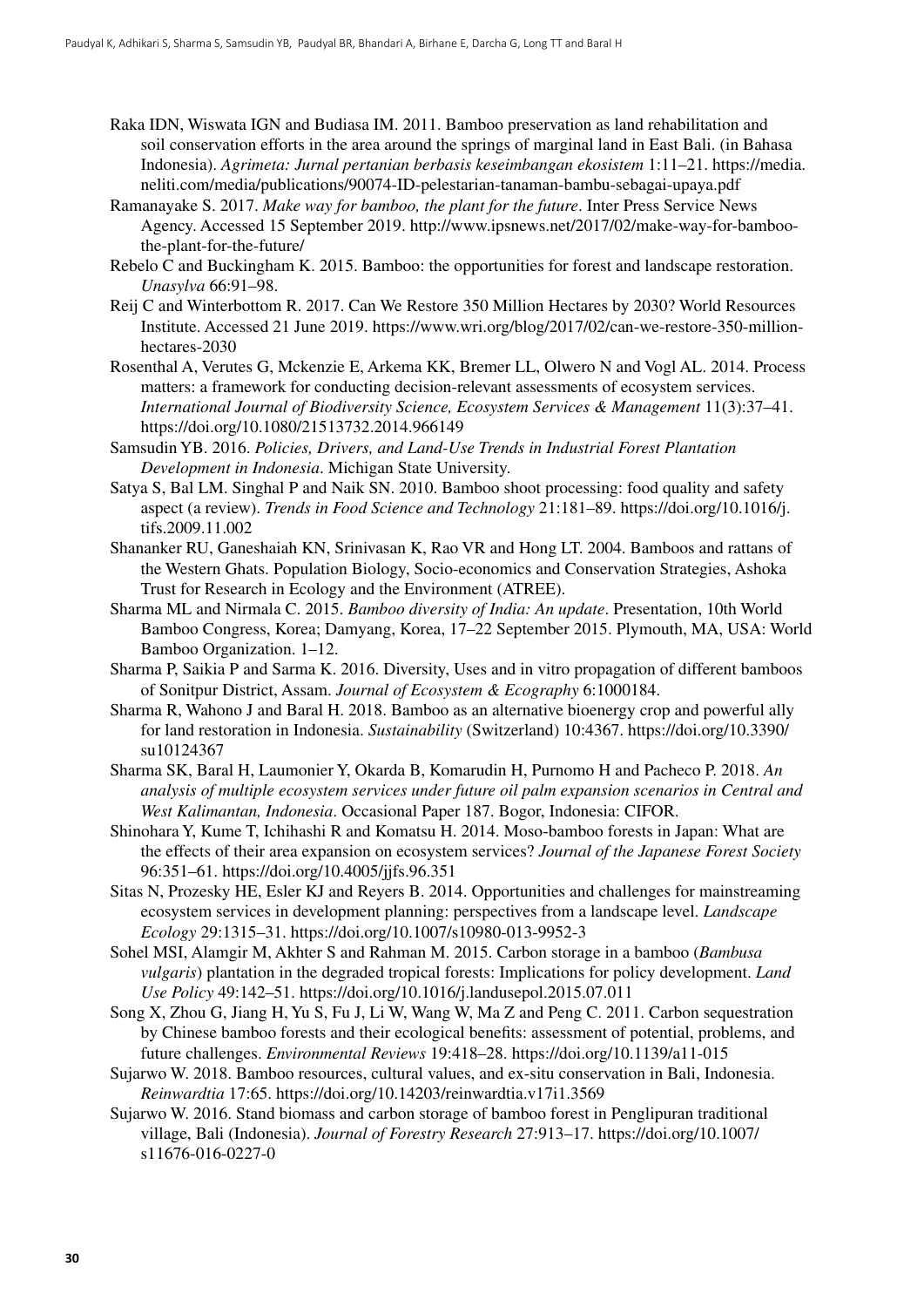Raka IDN, Wiswata IGN and Budiasa IM. 2011. Bamboo preservation as land rehabilitation and soil conservation efforts in the area around the springs of marginal land in East Bali. (in Bahasa Indonesia). *Agrimeta: Jurnal pertanian berbasis keseimbangan ekosistem* 1:11–21. https://media.neliti.com/media/publications/90074-ID-pelestarian-tanaman-bambu-sebagai-upaya.pdf

Ramanayake S. 2017. *Make way for bamboo, the plant for the future*. Inter Press Service News Agency. Accessed 15 September 2019. http://www.ipsnews.net/2017/02/make-way-for-bamboo-the-plant-for-the-future/

Rebelo C and Buckingham K. 2015. Bamboo: the opportunities for forest and landscape restoration. *Unasylva* 66:91–98.

Reij C and Winterbottom R. 2017. Can We Restore 350 Million Hectares by 2030? World Resources Institute. Accessed 21 June 2019. https://www.wri.org/blog/2017/02/can-we-restore-350-million-hectares-2030

Rosenthal A, Verutes G, Mckenzie E, Arkema KK, Bremer LL, Olwero N and Vogl AL. 2014. Process matters: a framework for conducting decision-relevant assessments of ecosystem services. *International Journal of Biodiversity Science, Ecosystem Services & Management* 11(3):37–41. https://doi.org/10.1080/21513732.2014.966149

Samsudin YB. 2016. *Policies, Drivers, and Land-Use Trends in Industrial Forest Plantation Development in Indonesia*. Michigan State University.

Satya S, Bal LM. Singhal P and Naik SN. 2010. Bamboo shoot processing: food quality and safety aspect (a review). *Trends in Food Science and Technology* 21:181–89. https://doi.org/10.1016/j.tifs.2009.11.002

Shananker RU, Ganeshaiah KN, Srinivasan K, Rao VR and Hong LT. 2004. Bamboos and rattans of the Western Ghats. Population Biology, Socio-economics and Conservation Strategies, Ashoka Trust for Research in Ecology and the Environment (ATREE).

Sharma ML and Nirmala C. 2015. *Bamboo diversity of India: An update*. Presentation, 10th World Bamboo Congress, Korea; Damyang, Korea, 17–22 September 2015. Plymouth, MA, USA: World Bamboo Organization. 1–12.

Sharma P, Saikia P and Sarma K. 2016. Diversity, Uses and in vitro propagation of different bamboos of Sonitpur District, Assam. *Journal of Ecosystem & Ecography* 6:1000184.

Sharma R, Wahono J and Baral H. 2018. Bamboo as an alternative bioenergy crop and powerful ally for land restoration in Indonesia. *Sustainability* (Switzerland) 10:4367. https://doi.org/10.3390/su10124367

Sharma SK, Baral H, Laumonier Y, Okarda B, Komarudin H, Purnomo H and Pacheco P. 2018. *An analysis of multiple ecosystem services under future oil palm expansion scenarios in Central and West Kalimantan, Indonesia*. Occasional Paper 187. Bogor, Indonesia: CIFOR.

Shinohara Y, Kume T, Ichihashi R and Komatsu H. 2014. Moso-bamboo forests in Japan: What are the effects of their area expansion on ecosystem services? *Journal of the Japanese Forest Society* 96:351–61. https://doi.org/10.4005/jjfs.96.351

Sitas N, Prozesky HE, Esler KJ and Reyers B. 2014. Opportunities and challenges for mainstreaming ecosystem services in development planning: perspectives from a landscape level. *Landscape Ecology* 29:1315–31. https://doi.org/10.1007/s10980-013-9952-3

Sohel MSI, Alamgir M, Akhter S and Rahman M. 2015. Carbon storage in a bamboo (*Bambusa vulgaris*) plantation in the degraded tropical forests: Implications for policy development. *Land Use Policy* 49:142–51. https://doi.org/10.1016/j.landusepol.2015.07.011

Song X, Zhou G, Jiang H, Yu S, Fu J, Li W, Wang W, Ma Z and Peng C. 2011. Carbon sequestration by Chinese bamboo forests and their ecological benefits: assessment of potential, problems, and future challenges. *Environmental Reviews* 19:418–28. https://doi.org/10.1139/a11-015

Sujarwo W. 2018. Bamboo resources, cultural values, and ex-situ conservation in Bali, Indonesia. *Reinwardtia* 17:65. https://doi.org/10.14203/reinwardtia.v17i1.3569

Sujarwo W. 2016. Stand biomass and carbon storage of bamboo forest in Penglipuran traditional village, Bali (Indonesia). *Journal of Forestry Research* 27:913–17. https://doi.org/10.1007/s11676-016-0227-0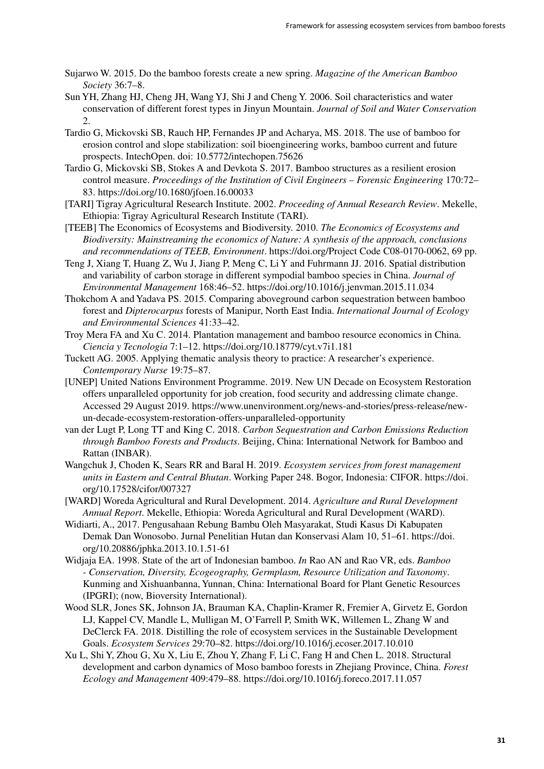Sujarwo W. 2015. Do the bamboo forests create a new spring. *Magazine of the American Bamboo Society* 36:7–8.

Sun YH, Zhang HJ, Cheng JH, Wang YJ, Shi J and Cheng Y. 2006. Soil characteristics and water conservation of different forest types in Jinyun Mountain. *Journal of Soil and Water Conservation* 2.

Tardio G, Mickovski SB, Rauch HP, Fernandes JP and Acharya, MS. 2018. The use of bamboo for erosion control and slope stabilization: soil bioengineering works, bamboo current and future prospects. IntechOpen. doi: 10.5772/intechopen.75626

Tardio G, Mickovski SB, Stokes A and Devkota S. 2017. Bamboo structures as a resilient erosion control measure. *Proceedings of the Institution of Civil Engineers – Forensic Engineering* 170:72–83. https://doi.org/10.1680/jfoen.16.00033

[TARI] Tigray Agricultural Research Institute. 2002. *Proceeding of Annual Research Review*. Mekelle, Ethiopia: Tigray Agricultural Research Institute (TARI).

[TEEB] The Economics of Ecosystems and Biodiversity. 2010. *The Economics of Ecosystems and Biodiversity: Mainstreaming the economics of Nature: A synthesis of the approach, conclusions and recommendations of TEEB, Environment*. https://doi.org/Project Code C08-0170-0062, 69 pp.

Teng J, Xiang T, Huang Z, Wu J, Jiang P, Meng C, Li Y and Fuhrmann JJ. 2016. Spatial distribution and variability of carbon storage in different sympodial bamboo species in China. *Journal of Environmental Management* 168:46–52. https://doi.org/10.1016/j.jenvman.2015.11.034

Thokchom A and Yadava PS. 2015. Comparing aboveground carbon sequestration between bamboo forest and *Dipterocarpus* forests of Manipur, North East India. *International Journal of Ecology and Environmental Sciences* 41:33–42.

Troy Mera FA and Xu C. 2014. Plantation management and bamboo resource economics in China. *Ciencia y Tecnologia* 7:1–12. https://doi.org/10.18779/cyt.v7i1.181

Tuckett AG. 2005. Applying thematic analysis theory to practice: A researcher's experience. *Contemporary Nurse* 19:75–87.

[UNEP] United Nations Environment Programme. 2019. New UN Decade on Ecosystem Restoration offers unparalleled opportunity for job creation, food security and addressing climate change. Accessed 29 August 2019. https://www.unenvironment.org/news-and-stories/press-release/new-un-decade-ecosystem-restoration-offers-unparalleled-opportunity

van der Lugt P, Long TT and King C. 2018. *Carbon Sequestration and Carbon Emissions Reduction through Bamboo Forests and Products*. Beijing, China: International Network for Bamboo and Rattan (INBAR).

Wangchuk J, Choden K, Sears RR and Baral H. 2019. *Ecosystem services from forest management units in Eastern and Central Bhutan*. Working Paper 248. Bogor, Indonesia: CIFOR. https://doi.org/10.17528/cifor/007327

[WARD] Woreda Agricultural and Rural Development. 2014. *Agriculture and Rural Development Annual Report*. Mekelle, Ethiopia: Woreda Agricultural and Rural Development (WARD).

Widiarti, A., 2017. Pengusahaan Rebung Bambu Oleh Masyarakat, Studi Kasus Di Kabupaten Demak Dan Wonosobo. Jurnal Penelitian Hutan dan Konservasi Alam 10, 51–61. https://doi.org/10.20886/jphka.2013.10.1.51-61

Widjaja EA. 1998. State of the art of Indonesian bamboo. *In* Rao AN and Rao VR, eds. *Bamboo - Conservation, Diversity, Ecogeography, Germplasm, Resource Utilization and Taxonomy*. Kunming and Xishuanbanna, Yunnan, China: International Board for Plant Genetic Resources (IPGRI); (now, Bioversity International).

Wood SLR, Jones SK, Johnson JA, Brauman KA, Chaplin-Kramer R, Fremier A, Girvetz E, Gordon LJ, Kappel CV, Mandle L, Mulligan M, O'Farrell P, Smith WK, Willemen L, Zhang W and DeClerck FA. 2018. Distilling the role of ecosystem services in the Sustainable Development Goals. *Ecosystem Services* 29:70–82. https://doi.org/10.1016/j.ecoser.2017.10.010

Xu L, Shi Y, Zhou G, Xu X, Liu E, Zhou Y, Zhang F, Li C, Fang H and Chen L. 2018. Structural development and carbon dynamics of Moso bamboo forests in Zhejiang Province, China. *Forest Ecology and Management* 409:479–88. https://doi.org/10.1016/j.foreco.2017.11.057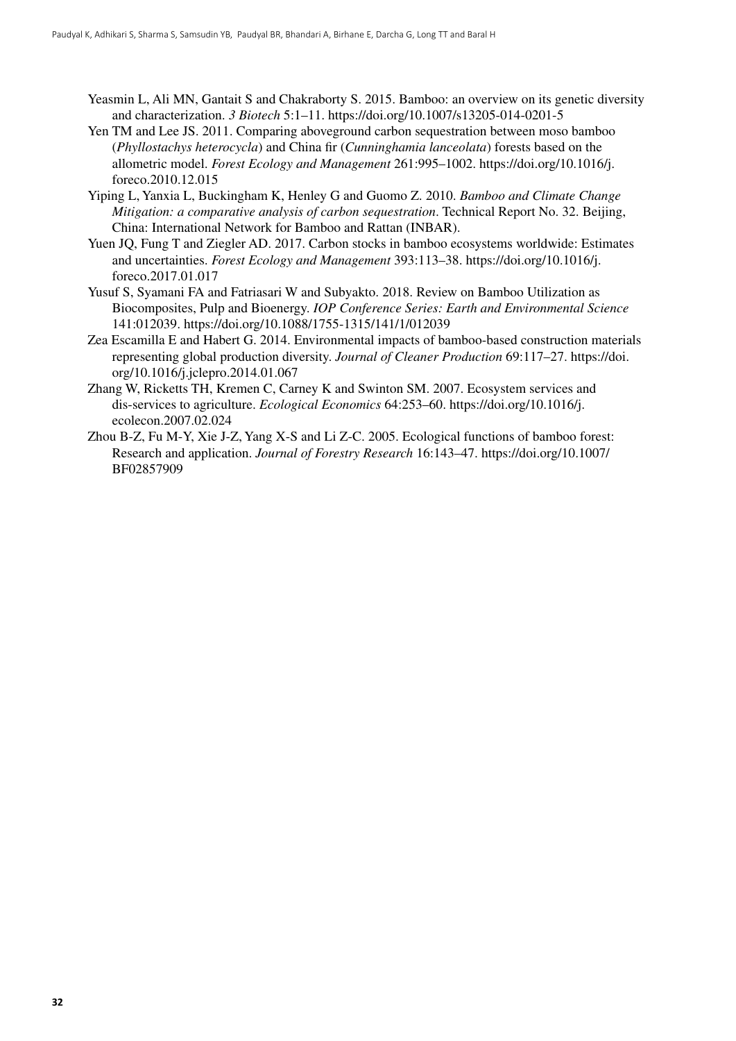Yeasmin L, Ali MN, Gantait S and Chakraborty S. 2015. Bamboo: an overview on its genetic diversity and characterization. *3 Biotech* 5:1–11. https://doi.org/10.1007/s13205-014-0201-5

Yen TM and Lee JS. 2011. Comparing aboveground carbon sequestration between moso bamboo (*Phyllostachys heterocycla*) and China fir (*Cunninghamia lanceolata*) forests based on the allometric model. *Forest Ecology and Management* 261:995–1002. https://doi.org/10.1016/j.foreco.2010.12.015

Yiping L, Yanxia L, Buckingham K, Henley G and Guomo Z. 2010. *Bamboo and Climate Change Mitigation: a comparative analysis of carbon sequestration*. Technical Report No. 32. Beijing, China: International Network for Bamboo and Rattan (INBAR).

Yuen JQ, Fung T and Ziegler AD. 2017. Carbon stocks in bamboo ecosystems worldwide: Estimates and uncertainties. *Forest Ecology and Management* 393:113–38. https://doi.org/10.1016/j.foreco.2017.01.017

Yusuf S, Syamani FA and Fatriasari W and Subyakto. 2018. Review on Bamboo Utilization as Biocomposites, Pulp and Bioenergy. *IOP Conference Series: Earth and Environmental Science* 141:012039. https://doi.org/10.1088/1755-1315/141/1/012039

Zea Escamilla E and Habert G. 2014. Environmental impacts of bamboo-based construction materials representing global production diversity. *Journal of Cleaner Production* 69:117–27. https://doi.org/10.1016/j.jclepro.2014.01.067

Zhang W, Ricketts TH, Kremen C, Carney K and Swinton SM. 2007. Ecosystem services and dis-services to agriculture. *Ecological Economics* 64:253–60. https://doi.org/10.1016/j.ecolecon.2007.02.024

Zhou B-Z, Fu M-Y, Xie J-Z, Yang X-S and Li Z-C. 2005. Ecological functions of bamboo forest: Research and application. *Journal of Forestry Research* 16:143–47. https://doi.org/10.1007/BF02857909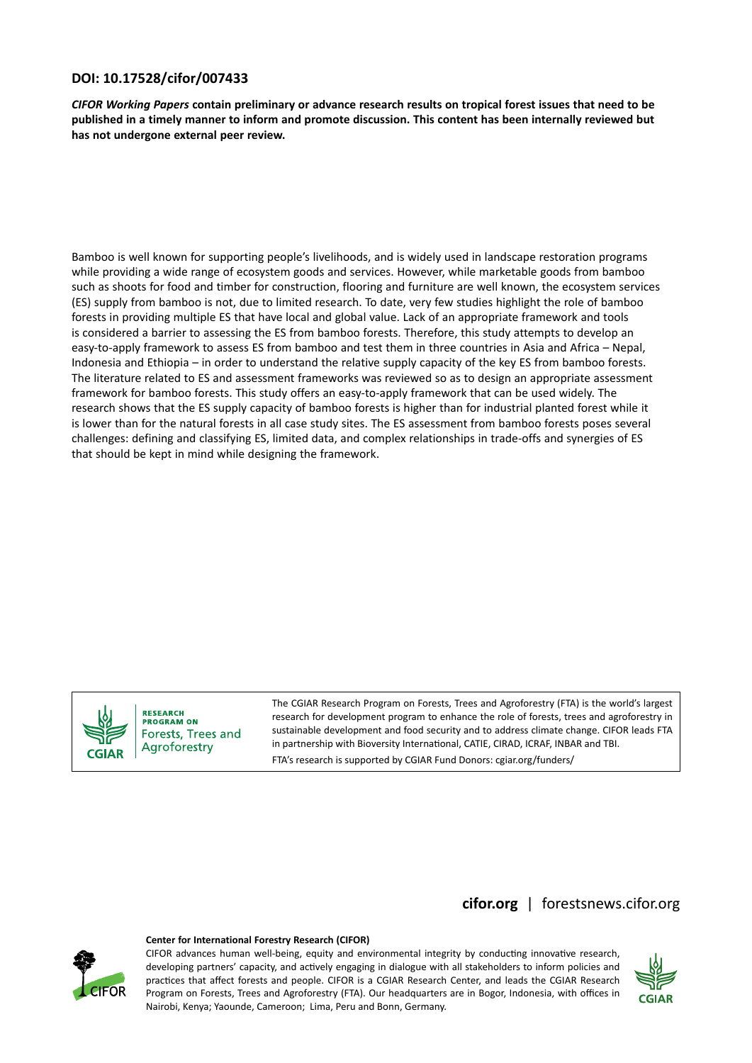**DOI: 10.17528/cifor/007433**

***CIFOR Working Papers* contain preliminary or advance research results on tropical forest issues that need to be published in a timely manner to inform and promote discussion. This content has been internally reviewed but has not undergone external peer review.**

Bamboo is well known for supporting people's livelihoods, and is widely used in landscape restoration programs while providing a wide range of ecosystem goods and services. However, while marketable goods from bamboo such as shoots for food and timber for construction, flooring and furniture are well known, the ecosystem services (ES) supply from bamboo is not, due to limited research. To date, very few studies highlight the role of bamboo forests in providing multiple ES that have local and global value. Lack of an appropriate framework and tools is considered a barrier to assessing the ES from bamboo forests. Therefore, this study attempts to develop an easy-to-apply framework to assess ES from bamboo and test them in three countries in Asia and Africa – Nepal, Indonesia and Ethiopia – in order to understand the relative supply capacity of the key ES from bamboo forests. The literature related to ES and assessment frameworks was reviewed so as to design an appropriate assessment framework for bamboo forests. This study offers an easy-to-apply framework that can be used widely. The research shows that the ES supply capacity of bamboo forests is higher than for industrial planted forest while it is lower than for the natural forests in all case study sites. The ES assessment from bamboo forests poses several challenges: defining and classifying ES, limited data, and complex relationships in trade-offs and synergies of ES that should be kept in mind while designing the framework.

RESEARCH PROGRAM ON
Forests, Trees and Agroforestry

The CGIAR Research Program on Forests, Trees and Agroforestry (FTA) is the world's largest research for development program to enhance the role of forests, trees and agroforestry in sustainable development and food security and to address climate change. CIFOR leads FTA in partnership with Bioversity International, CATIE, CIRAD, ICRAF, INBAR and TBI.

FTA's research is supported by CGIAR Fund Donors: cgiar.org/funders/

**cifor.org** | forestsnews.cifor.org

**Center for International Forestry Research (CIFOR)**

CIFOR advances human well-being, equity and environmental integrity by conducting innovative research, developing partners' capacity, and actively engaging in dialogue with all stakeholders to inform policies and practices that affect forests and people. CIFOR is a CGIAR Research Center, and leads the CGIAR Research Program on Forests, Trees and Agroforestry (FTA). Our headquarters are in Bogor, Indonesia, with offices in Nairobi, Kenya; Yaounde, Cameroon; Lima, Peru and Bonn, Germany.